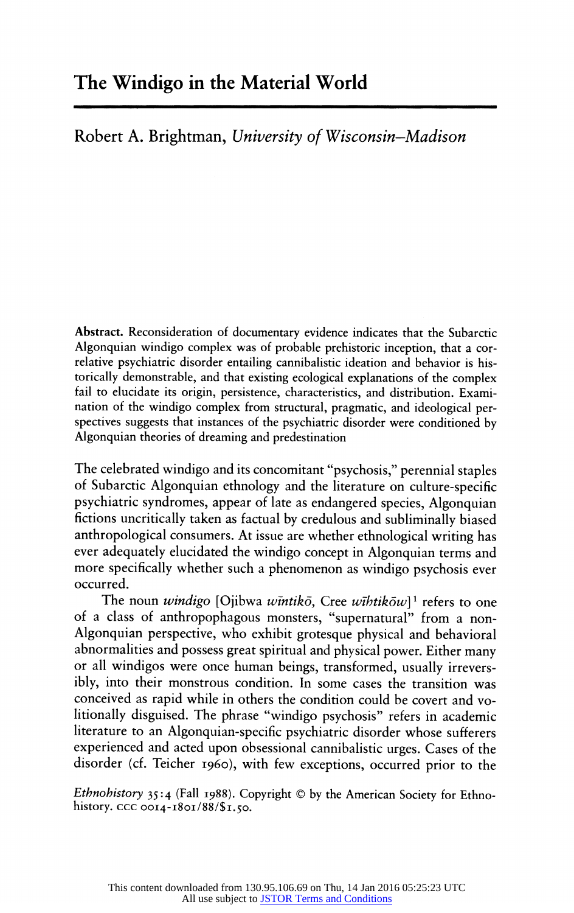# The Windigo in the Material World

Robert A. Brightman, *University of Wisconsin–Madison*

**Abstract.** Reconsideration of documentary evidence indicates that the Subarctic Algonquian windigo complex was of probable prehistoric inception, that a correlative psychiatric disorder entailing cannibalistic ideation and behavior is historically demonstrable, and that existing ecological explanations of the complex fail to elucidate its origin, persistence, characteristics, and distribution. Examination of the windigo complex from structural, pragmatic, and ideological perspectives suggests that instances of the psychiatric disorder were conditioned by Algonquian theories of dreaming and predestination

The celebrated windigo and its concomitant "psychosis," perennial staples of Subarctic Algonquian ethnology and the literature on culture-specific psychiatric syndromes, appear of late as endangered species, Algonquian fictions uncritically taken as factual by credulous and subliminally biased anthropological consumers. At issue are whether ethnological writing has ever adequately elucidated the windigo concept in Algonquian terms and more specifically whether such a phenomenon as windigo psychosis ever occurred.

The noun *windigo* [Ojibwa *wīntikō*, Cree *wīhtikōw*][1] refers to one of a class of anthropophagous monsters, "supernatural" from a non-Algonquian perspective, who exhibit grotesque physical and behavioral abnormalities and possess great spiritual and physical power. Either many or all windigos were once human beings, transformed, usually irreversibly, into their monstrous condition. In some cases the transition was conceived as rapid while in others the condition could be covert and volitionally disguised. The phrase "windigo psychosis" refers in academic literature to an Algonquian-specific psychiatric disorder whose sufferers experienced and acted upon obsessional cannibalistic urges. Cases of the disorder (cf. Teicher 1960), with few exceptions, occurred prior to the

*Ethnohistory* 35:4 (Fall 1988). Copyright © by the American Society for Ethnohistory. CCC 0014-1801/88/$1.50.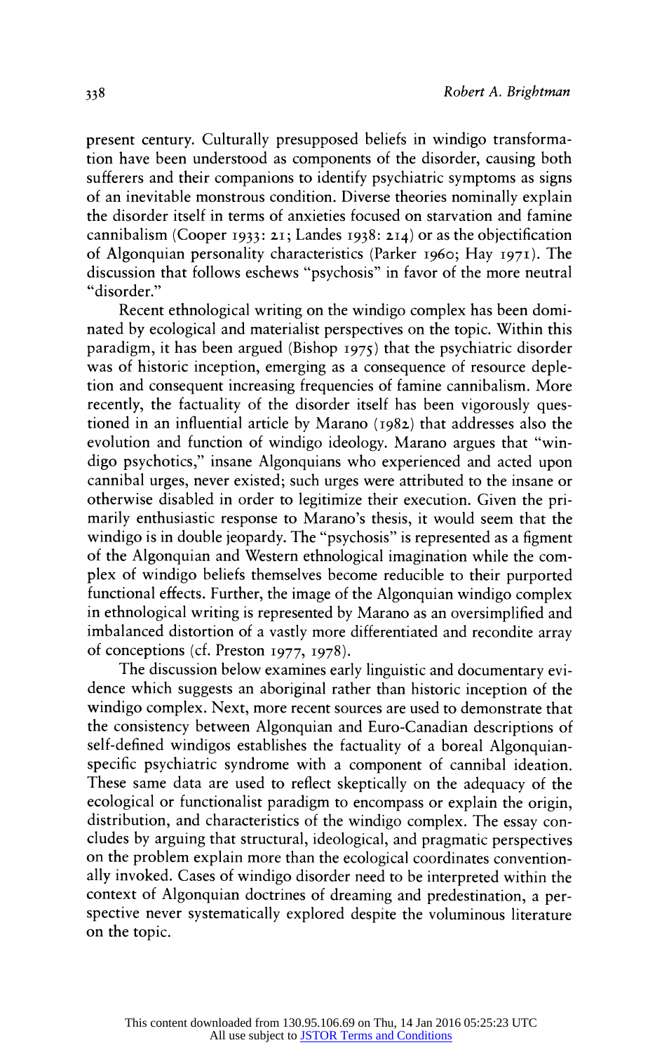present century. Culturally presupposed beliefs in windigo transformation have been understood as components of the disorder, causing both sufferers and their companions to identify psychiatric symptoms as signs of an inevitable monstrous condition. Diverse theories nominally explain the disorder itself in terms of anxieties focused on starvation and famine cannibalism (Cooper 1933: 21; Landes 1938: 214) or as the objectification of Algonquian personality characteristics (Parker 1960; Hay 1971). The discussion that follows eschews "psychosis" in favor of the more neutral "disorder."

Recent ethnological writing on the windigo complex has been dominated by ecological and materialist perspectives on the topic. Within this paradigm, it has been argued (Bishop 1975) that the psychiatric disorder was of historic inception, emerging as a consequence of resource depletion and consequent increasing frequencies of famine cannibalism. More recently, the factuality of the disorder itself has been vigorously questioned in an influential article by Marano (1982) that addresses also the evolution and function of windigo ideology. Marano argues that "windigo psychotics," insane Algonquians who experienced and acted upon cannibal urges, never existed; such urges were attributed to the insane or otherwise disabled in order to legitimize their execution. Given the primarily enthusiastic response to Marano's thesis, it would seem that the windigo is in double jeopardy. The "psychosis" is represented as a figment of the Algonquian and Western ethnological imagination while the complex of windigo beliefs themselves become reducible to their purported functional effects. Further, the image of the Algonquian windigo complex in ethnological writing is represented by Marano as an oversimplified and imbalanced distortion of a vastly more differentiated and recondite array of conceptions (cf. Preston 1977, 1978).

The discussion below examines early linguistic and documentary evidence which suggests an aboriginal rather than historic inception of the windigo complex. Next, more recent sources are used to demonstrate that the consistency between Algonquian and Euro-Canadian descriptions of self-defined windigos establishes the factuality of a boreal Algonquian-specific psychiatric syndrome with a component of cannibal ideation. These same data are used to reflect skeptically on the adequacy of the ecological or functionalist paradigm to encompass or explain the origin, distribution, and characteristics of the windigo complex. The essay concludes by arguing that structural, ideological, and pragmatic perspectives on the problem explain more than the ecological coordinates conventionally invoked. Cases of windigo disorder need to be interpreted within the context of Algonquian doctrines of dreaming and predestination, a perspective never systematically explored despite the voluminous literature on the topic.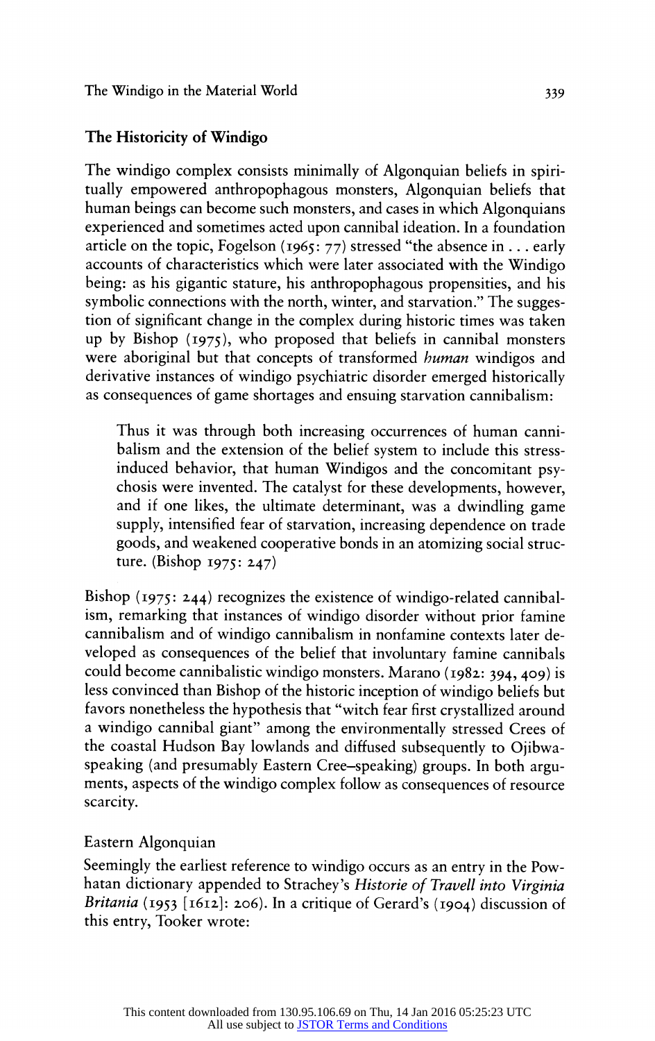## The Historicity of Windigo

The windigo complex consists minimally of Algonquian beliefs in spiritually empowered anthropophagous monsters, Algonquian beliefs that human beings can become such monsters, and cases in which Algonquians experienced and sometimes acted upon cannibal ideation. In a foundation article on the topic, Fogelson (1965: 77) stressed "the absence in . . . early accounts of characteristics which were later associated with the Windigo being: as his gigantic stature, his anthropophagous propensities, and his symbolic connections with the north, winter, and starvation." The suggestion of significant change in the complex during historic times was taken up by Bishop (1975), who proposed that beliefs in cannibal monsters were aboriginal but that concepts of transformed *human* windigos and derivative instances of windigo psychiatric disorder emerged historically as consequences of game shortages and ensuing starvation cannibalism:

> Thus it was through both increasing occurrences of human cannibalism and the extension of the belief system to include this stress-induced behavior, that human Windigos and the concomitant psychosis were invented. The catalyst for these developments, however, and if one likes, the ultimate determinant, was a dwindling game supply, intensified fear of starvation, increasing dependence on trade goods, and weakened cooperative bonds in an atomizing social structure. (Bishop 1975: 247)

Bishop (1975: 244) recognizes the existence of windigo-related cannibalism, remarking that instances of windigo disorder without prior famine cannibalism and of windigo cannibalism in nonfamine contexts later developed as consequences of the belief that involuntary famine cannibals could become cannibalistic windigo monsters. Marano (1982: 394, 409) is less convinced than Bishop of the historic inception of windigo beliefs but favors nonetheless the hypothesis that "witch fear first crystallized around a windigo cannibal giant" among the environmentally stressed Crees of the coastal Hudson Bay lowlands and diffused subsequently to Ojibwa-speaking (and presumably Eastern Cree–speaking) groups. In both arguments, aspects of the windigo complex follow as consequences of resource scarcity.

### Eastern Algonquian

Seemingly the earliest reference to windigo occurs as an entry in the Powhatan dictionary appended to Strachey's *Historie of Travell into Virginia Britania* (1953 [1612]: 206). In a critique of Gerard's (1904) discussion of this entry, Tooker wrote: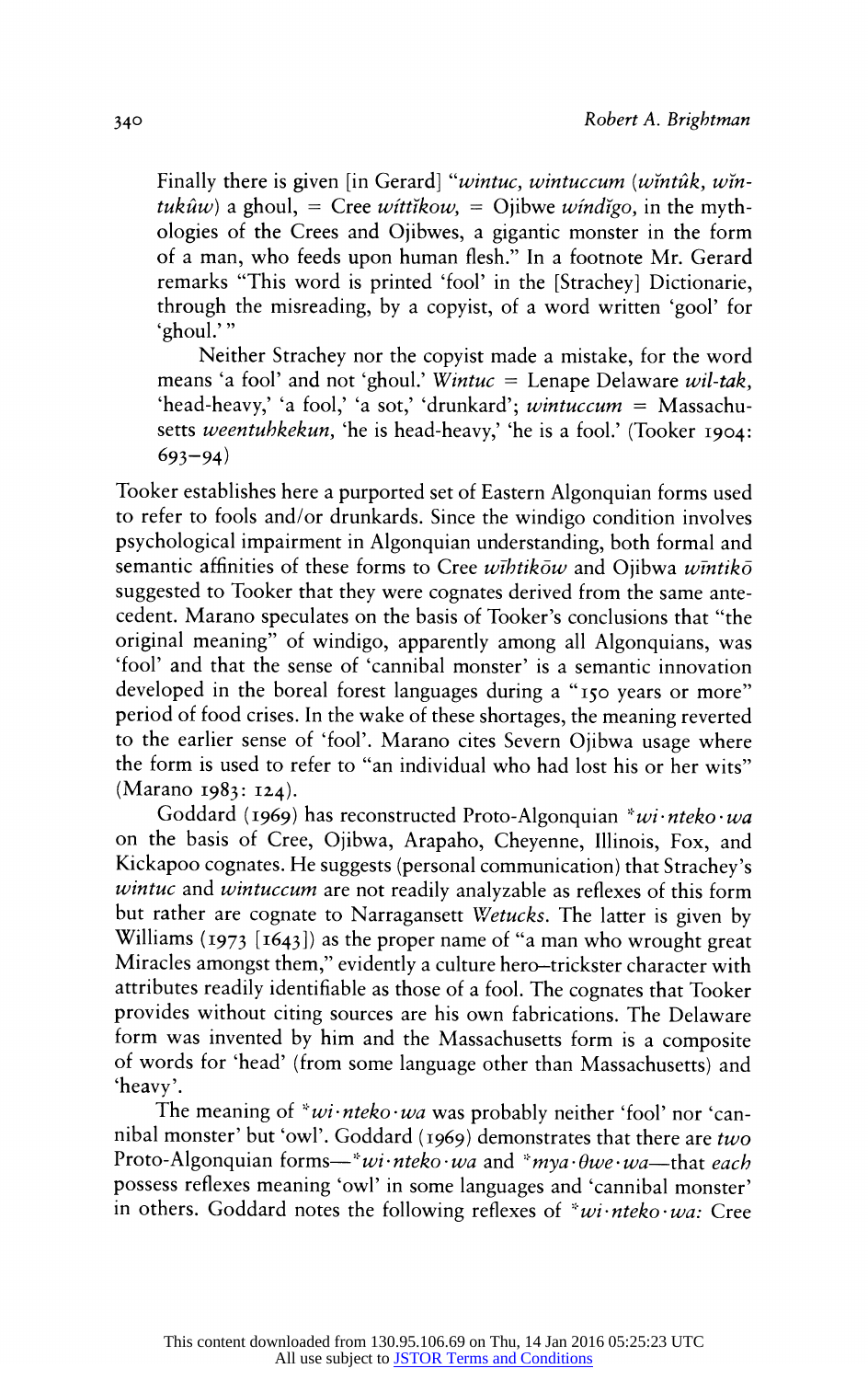Finally there is given [in Gerard] "*wintuc, wintuccum* (*wĭntûk, wĭntukûw*) a ghoul, = Cree *wĭttĭkow,* = Ojibwe *wíndĭgo,* in the mythologies of the Crees and Ojibwes, a gigantic monster in the form of a man, who feeds upon human flesh." In a footnote Mr. Gerard remarks "This word is printed 'fool' in the [Strachey] Dictionarie, through the misreading, by a copyist, of a word written 'gool' for 'ghoul.' "

Neither Strachey nor the copyist made a mistake, for the word means 'a fool' and not 'ghoul.' *Wintuc* = Lenape Delaware *wil-tak,* 'head-heavy,' 'a fool,' 'a sot,' 'drunkard'; *wintuccum* = Massachusetts *weentuhkekun,* 'he is head-heavy,' 'he is a fool.' (Tooker 1904: 693–94)

Tooker establishes here a purported set of Eastern Algonquian forms used to refer to fools and/or drunkards. Since the windigo condition involves psychological impairment in Algonquian understanding, both formal and semantic affinities of these forms to Cree *wīhtikōw* and Ojibwa *wīntikō* suggested to Tooker that they were cognates derived from the same antecedent. Marano speculates on the basis of Tooker's conclusions that "the original meaning" of windigo, apparently among all Algonquians, was 'fool' and that the sense of 'cannibal monster' is a semantic innovation developed in the boreal forest languages during a "150 years or more" period of food crises. In the wake of these shortages, the meaning reverted to the earlier sense of 'fool'. Marano cites Severn Ojibwa usage where the form is used to refer to "an individual who had lost his or her wits" (Marano 1983: 124).

Goddard (1969) has reconstructed Proto-Algonquian *\*wi·nteko·wa* on the basis of Cree, Ojibwa, Arapaho, Cheyenne, Illinois, Fox, and Kickapoo cognates. He suggests (personal communication) that Strachey's *wintuc* and *wintuccum* are not readily analyzable as reflexes of this form but rather are cognate to Narragansett *Wetucks.* The latter is given by Williams (1973 [1643]) as the proper name of "a man who wrought great Miracles amongst them," evidently a culture hero–trickster character with attributes readily identifiable as those of a fool. The cognates that Tooker provides without citing sources are his own fabrications. The Delaware form was invented by him and the Massachusetts form is a composite of words for 'head' (from some language other than Massachusetts) and 'heavy'.

The meaning of *\*wi·nteko·wa* was probably neither 'fool' nor 'cannibal monster' but 'owl'. Goddard (1969) demonstrates that there are *two* Proto-Algonquian forms—*\*wi·nteko·wa* and *\*mya·θwe·wa*—that *each* possess reflexes meaning 'owl' in some languages and 'cannibal monster' in others. Goddard notes the following reflexes of *\*wi·nteko·wa:* Cree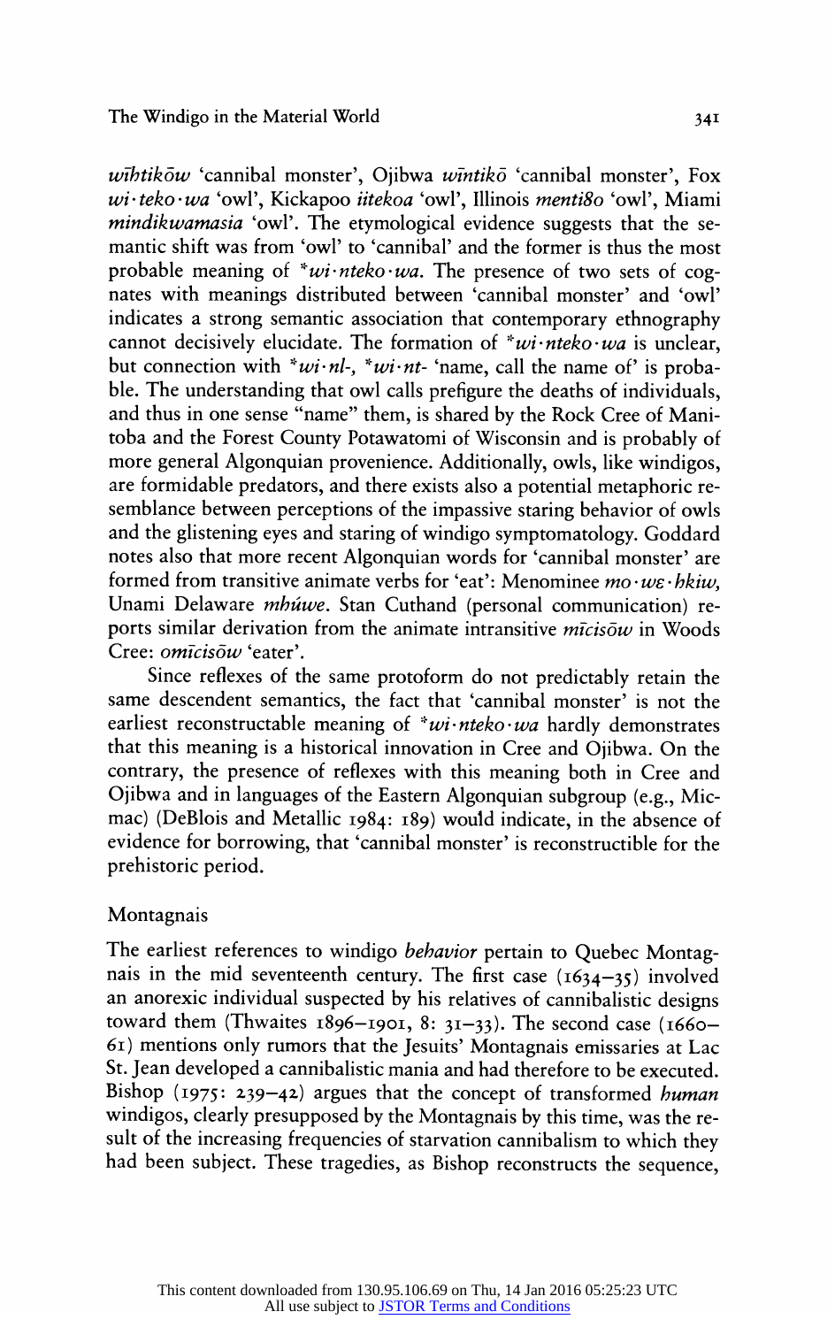*wīhtikōw* 'cannibal monster', Ojibwa *wīntikō* 'cannibal monster', Fox *wi·teko·wa* 'owl', Kickapoo *iitekoa* 'owl', Illinois *menti8o* 'owl', Miami *mindikwamasia* 'owl'. The etymological evidence suggests that the semantic shift was from 'owl' to 'cannibal' and the former is thus the most probable meaning of *\*wi·nteko·wa*. The presence of two sets of cognates with meanings distributed between 'cannibal monster' and 'owl' indicates a strong semantic association that contemporary ethnography cannot decisively elucidate. The formation of *\*wi·nteko·wa* is unclear, but connection with *\*wi·nl-*, *\*wi·nt-* 'name, call the name of' is probable. The understanding that owl calls prefigure the deaths of individuals, and thus in one sense "name" them, is shared by the Rock Cree of Manitoba and the Forest County Potawatomi of Wisconsin and is probably of more general Algonquian provenience. Additionally, owls, like windigos, are formidable predators, and there exists also a potential metaphoric resemblance between perceptions of the impassive staring behavior of owls and the glistening eyes and staring of windigo symptomatology. Goddard notes also that more recent Algonquian words for 'cannibal monster' are formed from transitive animate verbs for 'eat': Menominee *mo·wɛ·hkiw*, Unami Delaware *mhúwe*. Stan Cuthand (personal communication) reports similar derivation from the animate intransitive *mīcisōw* in Woods Cree: *omīcisōw* 'eater'.

Since reflexes of the same protoform do not predictably retain the same descendent semantics, the fact that 'cannibal monster' is not the earliest reconstructable meaning of *\*wi·nteko·wa* hardly demonstrates that this meaning is a historical innovation in Cree and Ojibwa. On the contrary, the presence of reflexes with this meaning both in Cree and Ojibwa and in languages of the Eastern Algonquian subgroup (e.g., Micmac) (DeBlois and Metallic 1984: 189) would indicate, in the absence of evidence for borrowing, that 'cannibal monster' is reconstructible for the prehistoric period.

## Montagnais

The earliest references to windigo *behavior* pertain to Quebec Montagnais in the mid seventeenth century. The first case (1634–35) involved an anorexic individual suspected by his relatives of cannibalistic designs toward them (Thwaites 1896–1901, 8: 31–33). The second case (1660–61) mentions only rumors that the Jesuits' Montagnais emissaries at Lac St. Jean developed a cannibalistic mania and had therefore to be executed. Bishop (1975: 239–42) argues that the concept of transformed *human* windigos, clearly presupposed by the Montagnais by this time, was the result of the increasing frequencies of starvation cannibalism to which they had been subject. These tragedies, as Bishop reconstructs the sequence,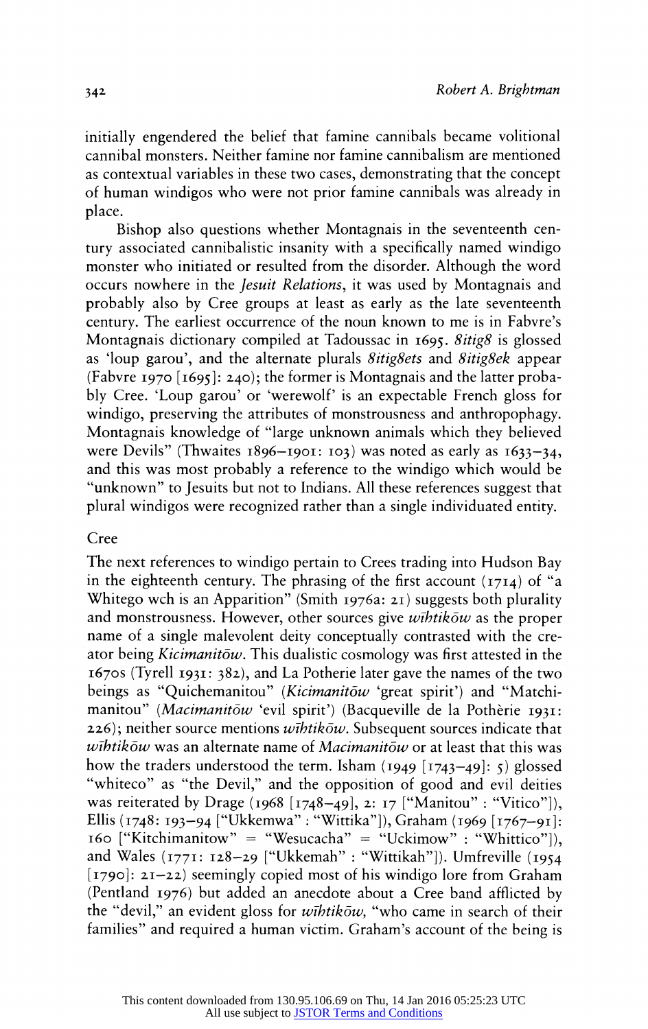initially engendered the belief that famine cannibals became volitional cannibal monsters. Neither famine nor famine cannibalism are mentioned as contextual variables in these two cases, demonstrating that the concept of human windigos who were not prior famine cannibals was already in place.

Bishop also questions whether Montagnais in the seventeenth century associated cannibalistic insanity with a specifically named windigo monster who initiated or resulted from the disorder. Although the word occurs nowhere in the *Jesuit Relations*, it was used by Montagnais and probably also by Cree groups at least as early as the late seventeenth century. The earliest occurrence of the noun known to me is in Fabvre's Montagnais dictionary compiled at Tadoussac in 1695. *8itig8* is glossed as 'loup garou', and the alternate plurals *8itig8ets* and *8itig8ek* appear (Fabvre 1970 [1695]: 240); the former is Montagnais and the latter probably Cree. 'Loup garou' or 'werewolf' is an expectable French gloss for windigo, preserving the attributes of monstrousness and anthropophagy. Montagnais knowledge of "large unknown animals which they believed were Devils" (Thwaites 1896–1901: 103) was noted as early as 1633–34, and this was most probably a reference to the windigo which would be "unknown" to Jesuits but not to Indians. All these references suggest that plural windigos were recognized rather than a single individuated entity.

## Cree

The next references to windigo pertain to Crees trading into Hudson Bay in the eighteenth century. The phrasing of the first account (1714) of "a Whitego wch is an Apparition" (Smith 1976a: 21) suggests both plurality and monstrousness. However, other sources give *wīhtikōw* as the proper name of a single malevolent deity conceptually contrasted with the creator being *Kicimanitōw*. This dualistic cosmology was first attested in the 1670s (Tyrell 1931: 382), and La Potherie later gave the names of the two beings as "Quichemanitou" (*Kicimanitōw* 'great spirit') and "Matchimanitou" (*Macimanitōw* 'evil spirit') (Bacqueville de la Pothèrie 1931: 226); neither source mentions *wīhtikōw*. Subsequent sources indicate that *wīhtikōw* was an alternate name of *Macimanitōw* or at least that this was how the traders understood the term. Isham (1949 [1743–49]: 5) glossed "whiteco" as "the Devil," and the opposition of good and evil deities was reiterated by Drage (1968 [1748–49], 2: 17 ["Manitou" : "Vitico"]), Ellis (1748: 193–94 ["Ukkemwa" : "Wittika"]), Graham (1969 [1767–91]: 160 ["Kitchimanitow" = "Wesucacha" = "Uckimow" : "Whittico"]), and Wales (1771: 128–29 ["Ukkemah" : "Wittikah"]). Umfreville (1954 [1790]: 21–22) seemingly copied most of his windigo lore from Graham (Pentland 1976) but added an anecdote about a Cree band afflicted by the "devil," an evident gloss for *wīhtikōw*, "who came in search of their families" and required a human victim. Graham's account of the being is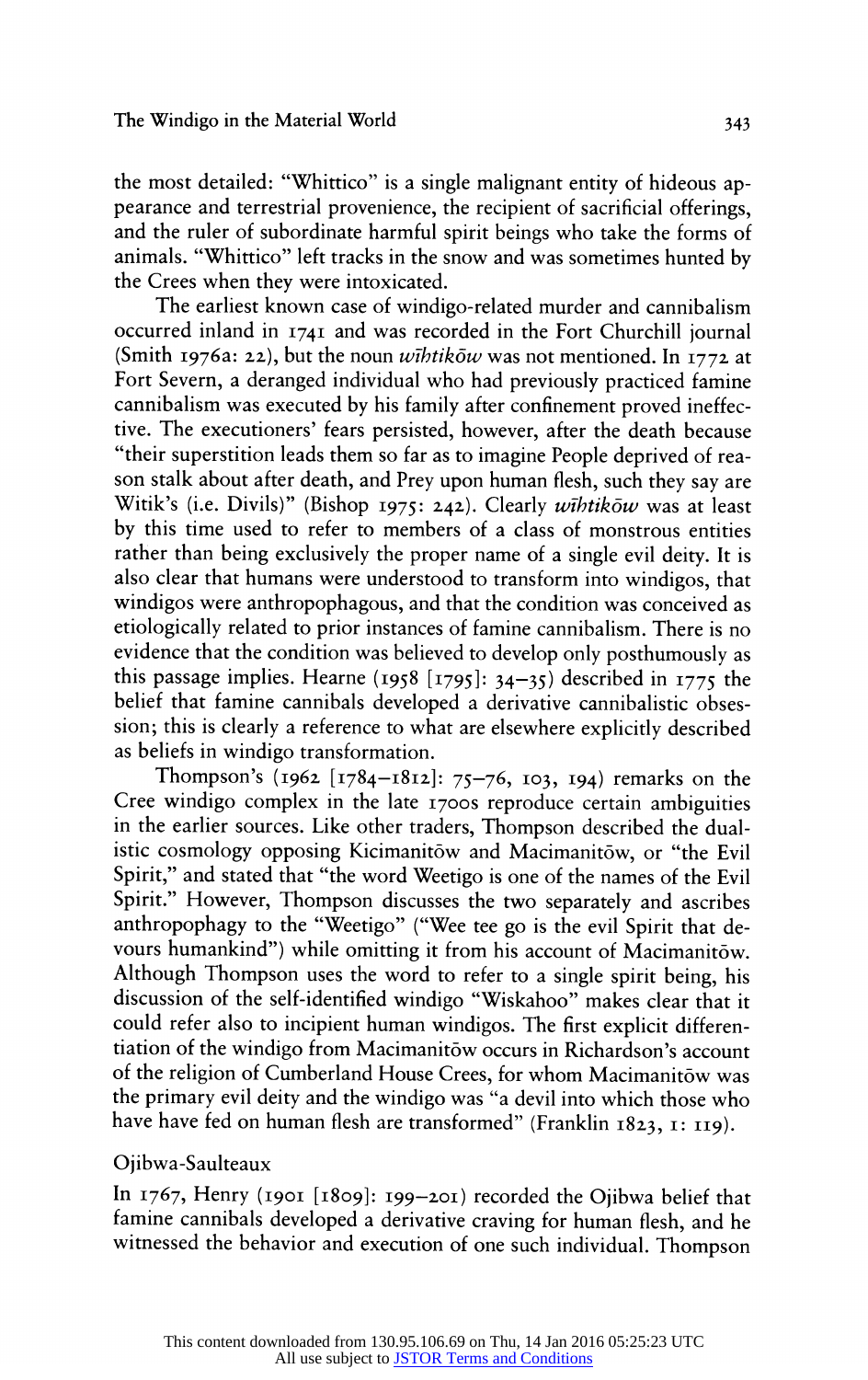the most detailed: "Whittico" is a single malignant entity of hideous appearance and terrestrial provenience, the recipient of sacrificial offerings, and the ruler of subordinate harmful spirit beings who take the forms of animals. "Whittico" left tracks in the snow and was sometimes hunted by the Crees when they were intoxicated.

The earliest known case of windigo-related murder and cannibalism occurred inland in 1741 and was recorded in the Fort Churchill journal (Smith 1976a: 22), but the noun *wīhtikōw* was not mentioned. In 1772 at Fort Severn, a deranged individual who had previously practiced famine cannibalism was executed by his family after confinement proved ineffective. The executioners' fears persisted, however, after the death because "their superstition leads them so far as to imagine People deprived of reason stalk about after death, and Prey upon human flesh, such they say are Witik's (i.e. Divils)" (Bishop 1975: 242). Clearly *wīhtikōw* was at least by this time used to refer to members of a class of monstrous entities rather than being exclusively the proper name of a single evil deity. It is also clear that humans were understood to transform into windigos, that windigos were anthropophagous, and that the condition was conceived as etiologically related to prior instances of famine cannibalism. There is no evidence that the condition was believed to develop only posthumously as this passage implies. Hearne (1958 [1795]: 34–35) described in 1775 the belief that famine cannibals developed a derivative cannibalistic obsession; this is clearly a reference to what are elsewhere explicitly described as beliefs in windigo transformation.

Thompson's (1962 [1784–1812]: 75–76, 103, 194) remarks on the Cree windigo complex in the late 1700s reproduce certain ambiguities in the earlier sources. Like other traders, Thompson described the dualistic cosmology opposing Kicimanitōw and Macimanitōw, or "the Evil Spirit," and stated that "the word Weetigo is one of the names of the Evil Spirit." However, Thompson discusses the two separately and ascribes anthropophagy to the "Weetigo" ("Wee tee go is the evil Spirit that devours humankind") while omitting it from his account of Macimanitōw. Although Thompson uses the word to refer to a single spirit being, his discussion of the self-identified windigo "Wiskahoo" makes clear that it could refer also to incipient human windigos. The first explicit differentiation of the windigo from Macimanitōw occurs in Richardson's account of the religion of Cumberland House Crees, for whom Macimanitōw was the primary evil deity and the windigo was "a devil into which those who have have fed on human flesh are transformed" (Franklin 1823, 1: 119).

## Ojibwa-Saulteaux

In 1767, Henry (1901 [1809]: 199–201) recorded the Ojibwa belief that famine cannibals developed a derivative craving for human flesh, and he witnessed the behavior and execution of one such individual. Thompson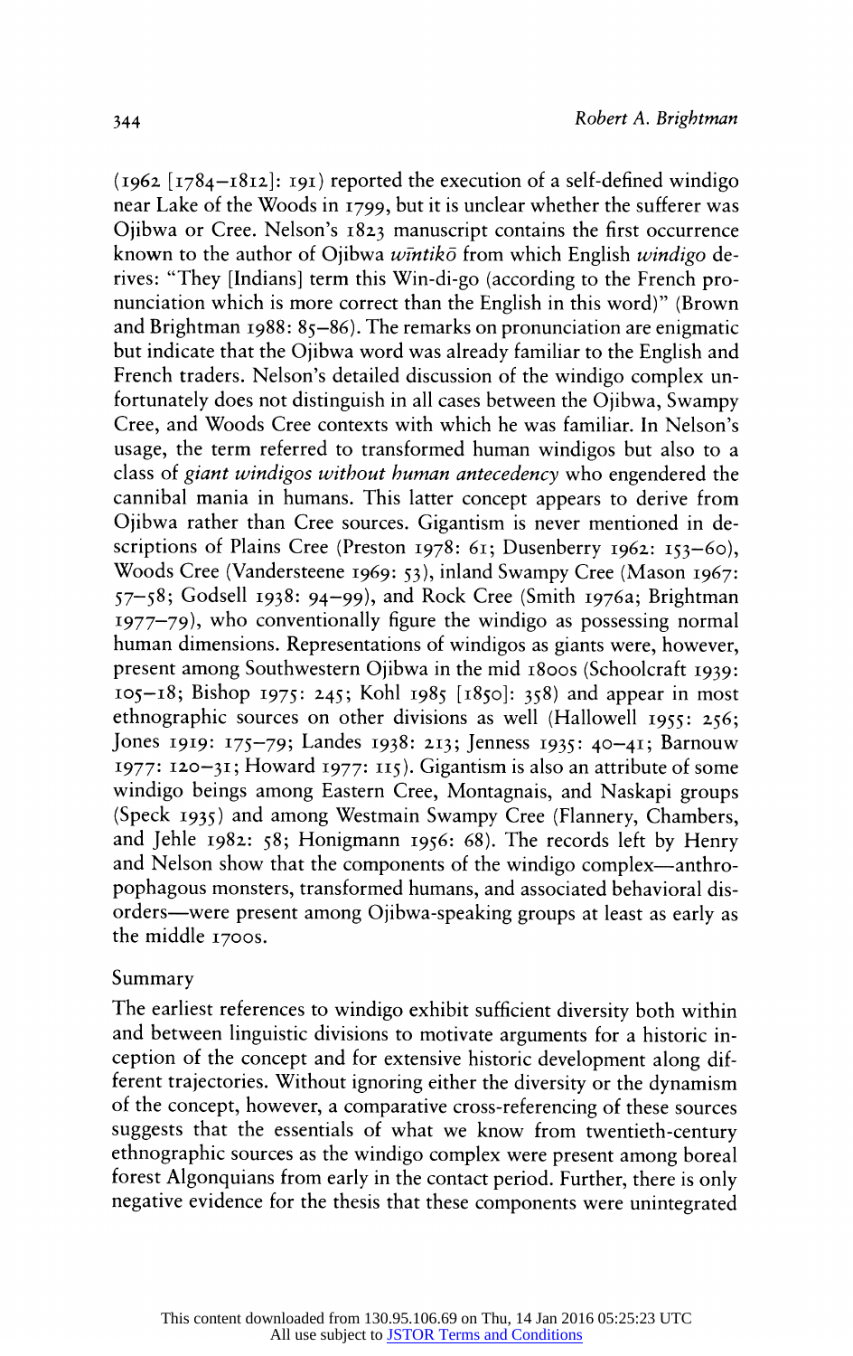(1962 [1784–1812]: 191) reported the execution of a self-defined windigo near Lake of the Woods in 1799, but it is unclear whether the sufferer was Ojibwa or Cree. Nelson's 1823 manuscript contains the first occurrence known to the author of Ojibwa *wīntikō* from which English *windigo* derives: "They [Indians] term this Win-di-go (according to the French pronunciation which is more correct than the English in this word)" (Brown and Brightman 1988: 85–86). The remarks on pronunciation are enigmatic but indicate that the Ojibwa word was already familiar to the English and French traders. Nelson's detailed discussion of the windigo complex unfortunately does not distinguish in all cases between the Ojibwa, Swampy Cree, and Woods Cree contexts with which he was familiar. In Nelson's usage, the term referred to transformed human windigos but also to a class of *giant windigos without human antecedency* who engendered the cannibal mania in humans. This latter concept appears to derive from Ojibwa rather than Cree sources. Gigantism is never mentioned in descriptions of Plains Cree (Preston 1978: 61; Dusenberry 1962: 153–60), Woods Cree (Vandersteene 1969: 53), inland Swampy Cree (Mason 1967: 57–58; Godsell 1938: 94–99), and Rock Cree (Smith 1976a; Brightman 1977–79), who conventionally figure the windigo as possessing normal human dimensions. Representations of windigos as giants were, however, present among Southwestern Ojibwa in the mid 1800s (Schoolcraft 1939: 105–18; Bishop 1975: 245; Kohl 1985 [1850]: 358) and appear in most ethnographic sources on other divisions as well (Hallowell 1955: 256; Jones 1919: 175–79; Landes 1938: 213; Jenness 1935: 40–41; Barnouw 1977: 120–31; Howard 1977: 115). Gigantism is also an attribute of some windigo beings among Eastern Cree, Montagnais, and Naskapi groups (Speck 1935) and among Westmain Swampy Cree (Flannery, Chambers, and Jehle 1982: 58; Honigmann 1956: 68). The records left by Henry and Nelson show that the components of the windigo complex—anthropophagous monsters, transformed humans, and associated behavioral disorders—were present among Ojibwa-speaking groups at least as early as the middle 1700s.

## Summary

The earliest references to windigo exhibit sufficient diversity both within and between linguistic divisions to motivate arguments for a historic inception of the concept and for extensive historic development along different trajectories. Without ignoring either the diversity or the dynamism of the concept, however, a comparative cross-referencing of these sources suggests that the essentials of what we know from twentieth-century ethnographic sources as the windigo complex were present among boreal forest Algonquians from early in the contact period. Further, there is only negative evidence for the thesis that these components were unintegrated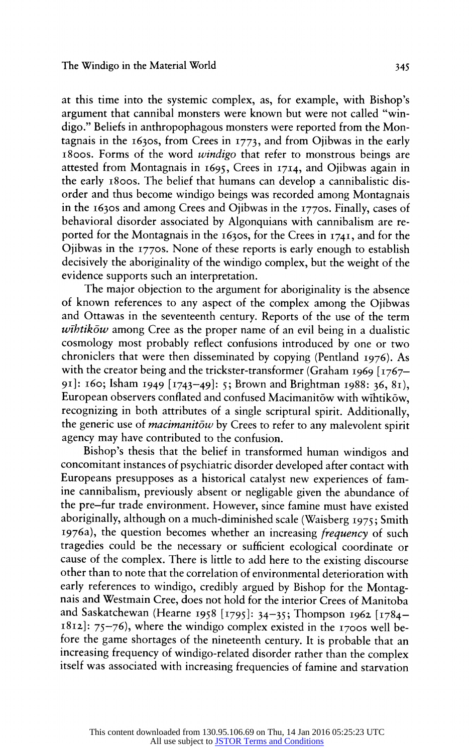at this time into the systemic complex, as, for example, with Bishop's argument that cannibal monsters were known but were not called "windigo." Beliefs in anthropophagous monsters were reported from the Montagnais in the 1630s, from Crees in 1773, and from Ojibwas in the early 1800s. Forms of the word *windigo* that refer to monstrous beings are attested from Montagnais in 1695, Crees in 1714, and Ojibwas again in the early 1800s. The belief that humans can develop a cannibalistic disorder and thus become windigo beings was recorded among Montagnais in the 1630s and among Crees and Ojibwas in the 1770s. Finally, cases of behavioral disorder associated by Algonquians with cannibalism are reported for the Montagnais in the 1630s, for the Crees in 1741, and for the Ojibwas in the 1770s. None of these reports is early enough to establish decisively the aboriginality of the windigo complex, but the weight of the evidence supports such an interpretation.

The major objection to the argument for aboriginality is the absence of known references to any aspect of the complex among the Ojibwas and Ottawas in the seventeenth century. Reports of the use of the term *wīhtikōw* among Cree as the proper name of an evil being in a dualistic cosmology most probably reflect confusions introduced by one or two chroniclers that were then disseminated by copying (Pentland 1976). As with the creator being and the trickster-transformer (Graham 1969 [1767–91]: 160; Isham 1949 [1743–49]: 5; Brown and Brightman 1988: 36, 81), European observers conflated and confused Macimanitōw with wīhtikōw, recognizing in both attributes of a single scriptural spirit. Additionally, the generic use of *macimanitōw* by Crees to refer to any malevolent spirit agency may have contributed to the confusion.

Bishop's thesis that the belief in transformed human windigos and concomitant instances of psychiatric disorder developed after contact with Europeans presupposes as a historical catalyst new experiences of famine cannibalism, previously absent or negligable given the abundance of the pre–fur trade environment. However, since famine must have existed aboriginally, although on a much-diminished scale (Waisberg 1975; Smith 1976a), the question becomes whether an increasing *frequency* of such tragedies could be the necessary or sufficient ecological coordinate or cause of the complex. There is little to add here to the existing discourse other than to note that the correlation of environmental deterioration with early references to windigo, credibly argued by Bishop for the Montagnais and Westmain Cree, does not hold for the interior Crees of Manitoba and Saskatchewan (Hearne 1958 [1795]: 34–35; Thompson 1962 [1784–1812]: 75–76), where the windigo complex existed in the 1700s well before the game shortages of the nineteenth century. It is probable that an increasing frequency of windigo-related disorder rather than the complex itself was associated with increasing frequencies of famine and starvation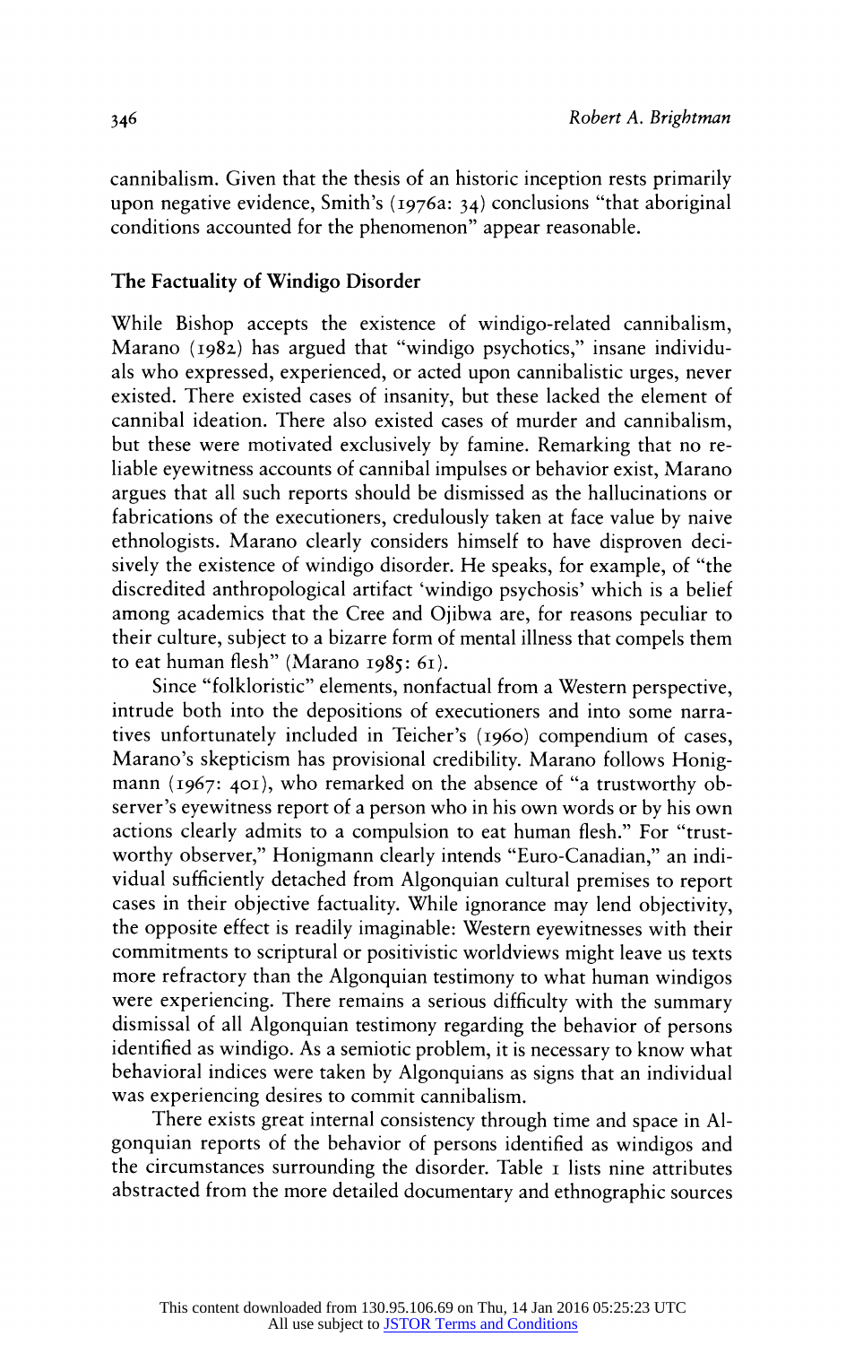cannibalism. Given that the thesis of an historic inception rests primarily upon negative evidence, Smith's (1976a: 34) conclusions "that aboriginal conditions accounted for the phenomenon" appear reasonable.

## The Factuality of Windigo Disorder

While Bishop accepts the existence of windigo-related cannibalism, Marano (1982) has argued that "windigo psychotics," insane individuals who expressed, experienced, or acted upon cannibalistic urges, never existed. There existed cases of insanity, but these lacked the element of cannibal ideation. There also existed cases of murder and cannibalism, but these were motivated exclusively by famine. Remarking that no reliable eyewitness accounts of cannibal impulses or behavior exist, Marano argues that all such reports should be dismissed as the hallucinations or fabrications of the executioners, credulously taken at face value by naive ethnologists. Marano clearly considers himself to have disproven decisively the existence of windigo disorder. He speaks, for example, of "the discredited anthropological artifact 'windigo psychosis' which is a belief among academics that the Cree and Ojibwa are, for reasons peculiar to their culture, subject to a bizarre form of mental illness that compels them to eat human flesh" (Marano 1985: 61).

Since "folkloristic" elements, nonfactual from a Western perspective, intrude both into the depositions of executioners and into some narratives unfortunately included in Teicher's (1960) compendium of cases, Marano's skepticism has provisional credibility. Marano follows Honigmann (1967: 401), who remarked on the absence of "a trustworthy observer's eyewitness report of a person who in his own words or by his own actions clearly admits to a compulsion to eat human flesh." For "trustworthy observer," Honigmann clearly intends "Euro-Canadian," an individual sufficiently detached from Algonquian cultural premises to report cases in their objective factuality. While ignorance may lend objectivity, the opposite effect is readily imaginable: Western eyewitnesses with their commitments to scriptural or positivistic worldviews might leave us texts more refractory than the Algonquian testimony to what human windigos were experiencing. There remains a serious difficulty with the summary dismissal of all Algonquian testimony regarding the behavior of persons identified as windigo. As a semiotic problem, it is necessary to know what behavioral indices were taken by Algonquians as signs that an individual was experiencing desires to commit cannibalism.

There exists great internal consistency through time and space in Algonquian reports of the behavior of persons identified as windigos and the circumstances surrounding the disorder. Table 1 lists nine attributes abstracted from the more detailed documentary and ethnographic sources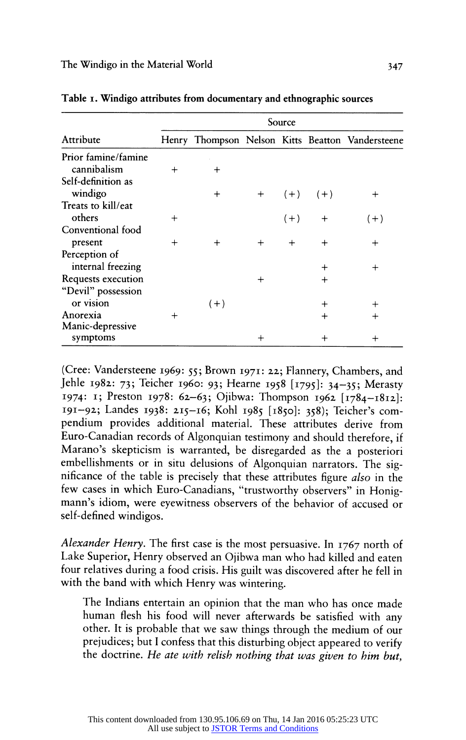**Table 1. Windigo attributes from documentary and ethnographic sources**

| Attribute | Source | | | | | |
|---|---|---|---|---|---|---|
| | Henry | Thompson | Nelson | Kitts | Beatton | Vandersteene |
| Prior famine/famine cannibalism | + | + | | | | |
| Self-definition as windigo | | + | + | (+) | (+) | + |
| Treats to kill/eat others | + | | | (+) | + | (+) |
| Conventional food present | + | + | + | + | + | + |
| Perception of internal freezing | | | | | + | + |
| Requests execution | | | + | | + | |
| "Devil" possession or vision | | (+) | | | + | + |
| Anorexia | + | | | | + | + |
| Manic-depressive symptoms | | | + | | + | + |

(Cree: Vandersteene 1969: 55; Brown 1971: 22; Flannery, Chambers, and Jehle 1982: 73; Teicher 1960: 93; Hearne 1958 [1795]: 34–35; Merasty 1974: 1; Preston 1978: 62–63; Ojibwa: Thompson 1962 [1784–1812]: 191–92; Landes 1938: 215–16; Kohl 1985 [1850]: 358); Teicher's compendium provides additional material. These attributes derive from Euro-Canadian records of Algonquian testimony and should therefore, if Marano's skepticism is warranted, be disregarded as the a posteriori embellishments or in situ delusions of Algonquian narrators. The significance of the table is precisely that these attributes figure *also* in the few cases in which Euro-Canadians, "trustworthy observers" in Honigmann's idiom, were eyewitness observers of the behavior of accused or self-defined windigos.

*Alexander Henry.* The first case is the most persuasive. In 1767 north of Lake Superior, Henry observed an Ojibwa man who had killed and eaten four relatives during a food crisis. His guilt was discovered after he fell in with the band with which Henry was wintering.

> The Indians entertain an opinion that the man who has once made human flesh his food will never afterwards be satisfied with any other. It is probable that we saw things through the medium of our prejudices; but I confess that this disturbing object appeared to verify the doctrine. *He ate with relish nothing that was given to him but,*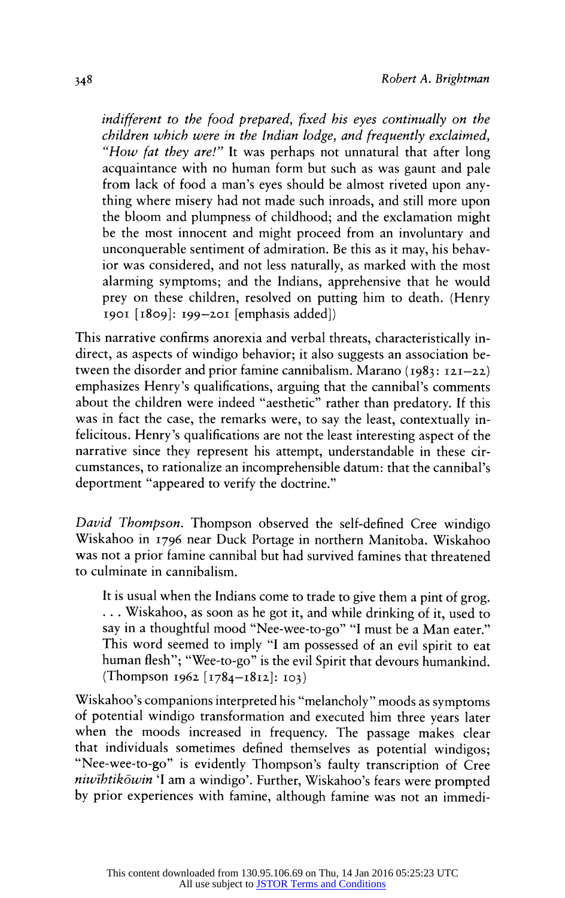*indifferent to the food prepared, fixed his eyes continually on the children which were in the Indian lodge, and frequently exclaimed, "How fat they are!"* It was perhaps not unnatural that after long acquaintance with no human form but such as was gaunt and pale from lack of food a man's eyes should be almost riveted upon anything where misery had not made such inroads, and still more upon the bloom and plumpness of childhood; and the exclamation might be the most innocent and might proceed from an involuntary and unconquerable sentiment of admiration. Be this as it may, his behavior was considered, and not less naturally, as marked with the most alarming symptoms; and the Indians, apprehensive that he would prey on these children, resolved on putting him to death. (Henry 1901 [1809]: 199–201 [emphasis added])

This narrative confirms anorexia and verbal threats, characteristically indirect, as aspects of windigo behavior; it also suggests an association between the disorder and prior famine cannibalism. Marano (1983: 121–22) emphasizes Henry's qualifications, arguing that the cannibal's comments about the children were indeed "aesthetic" rather than predatory. If this was in fact the case, the remarks were, to say the least, contextually infelicitous. Henry's qualifications are not the least interesting aspect of the narrative since they represent his attempt, understandable in these circumstances, to rationalize an incomprehensible datum: that the cannibal's deportment "appeared to verify the doctrine."

*David Thompson.* Thompson observed the self-defined Cree windigo Wiskahoo in 1796 near Duck Portage in northern Manitoba. Wiskahoo was not a prior famine cannibal but had survived famines that threatened to culminate in cannibalism.

It is usual when the Indians come to trade to give them a pint of grog. . . . Wiskahoo, as soon as he got it, and while drinking of it, used to say in a thoughtful mood "Nee-wee-to-go" "I must be a Man eater." This word seemed to imply "I am possessed of an evil spirit to eat human flesh"; "Wee-to-go" is the evil Spirit that devours humankind. (Thompson 1962 [1784–1812]: 103)

Wiskahoo's companions interpreted his "melancholy" moods as symptoms of potential windigo transformation and executed him three years later when the moods increased in frequency. The passage makes clear that individuals sometimes defined themselves as potential windigos; "Nee-wee-to-go" is evidently Thompson's faulty transcription of Cree *niwīhtikōwin* 'I am a windigo'. Further, Wiskahoo's fears were prompted by prior experiences with famine, although famine was not an immedi-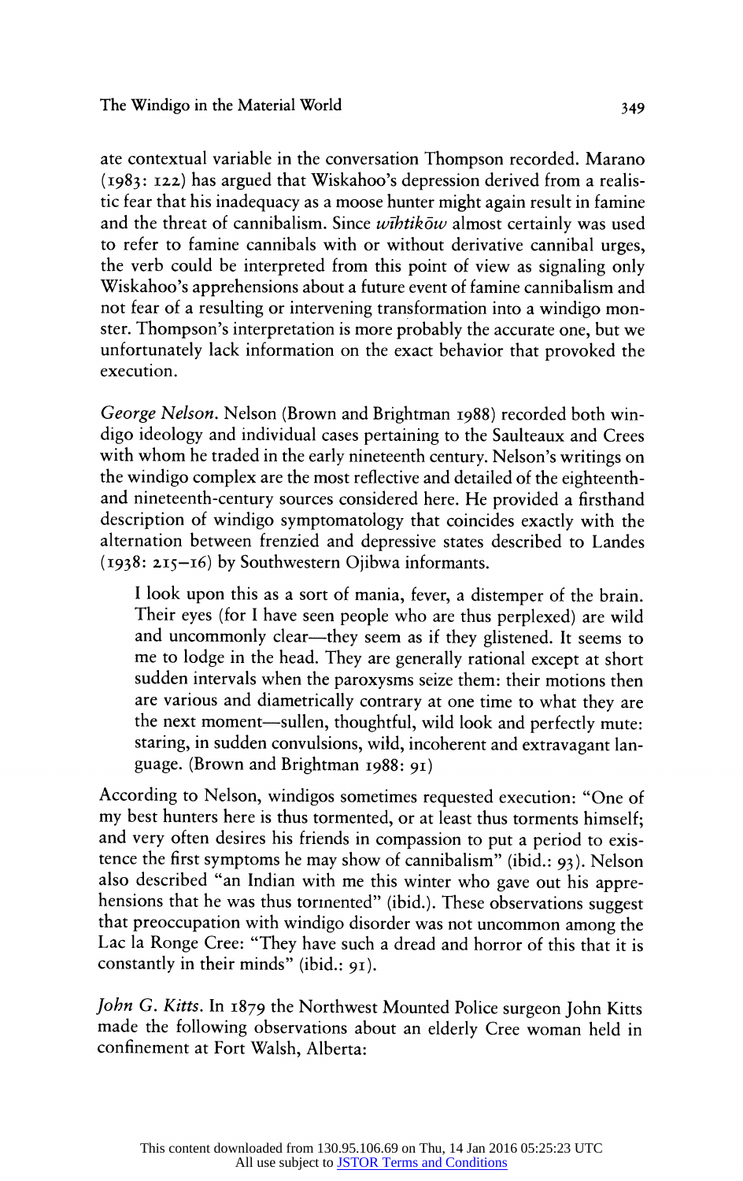ate contextual variable in the conversation Thompson recorded. Marano (1983: 122) has argued that Wiskahoo's depression derived from a realistic fear that his inadequacy as a moose hunter might again result in famine and the threat of cannibalism. Since *wīhtikōw* almost certainly was used to refer to famine cannibals with or without derivative cannibal urges, the verb could be interpreted from this point of view as signaling only Wiskahoo's apprehensions about a future event of famine cannibalism and not fear of a resulting or intervening transformation into a windigo monster. Thompson's interpretation is more probably the accurate one, but we unfortunately lack information on the exact behavior that provoked the execution.

*George Nelson.* Nelson (Brown and Brightman 1988) recorded both windigo ideology and individual cases pertaining to the Saulteaux and Crees with whom he traded in the early nineteenth century. Nelson's writings on the windigo complex are the most reflective and detailed of the eighteenth- and nineteenth-century sources considered here. He provided a firsthand description of windigo symptomatology that coincides exactly with the alternation between frenzied and depressive states described to Landes (1938: 215–16) by Southwestern Ojibwa informants.

> I look upon this as a sort of mania, fever, a distemper of the brain. Their eyes (for I have seen people who are thus perplexed) are wild and uncommonly clear—they seem as if they glistened. It seems to me to lodge in the head. They are generally rational except at short sudden intervals when the paroxysms seize them: their motions then are various and diametrically contrary at one time to what they are the next moment—sullen, thoughtful, wild look and perfectly mute: staring, in sudden convulsions, wild, incoherent and extravagant language. (Brown and Brightman 1988: 91)

According to Nelson, windigos sometimes requested execution: "One of my best hunters here is thus tormented, or at least thus torments himself; and very often desires his friends in compassion to put a period to existence the first symptoms he may show of cannibalism" (ibid.: 93). Nelson also described "an Indian with me this winter who gave out his apprehensions that he was thus tormented" (ibid.). These observations suggest that preoccupation with windigo disorder was not uncommon among the Lac la Ronge Cree: "They have such a dread and horror of this that it is constantly in their minds" (ibid.: 91).

*John G. Kitts.* In 1879 the Northwest Mounted Police surgeon John Kitts made the following observations about an elderly Cree woman held in confinement at Fort Walsh, Alberta: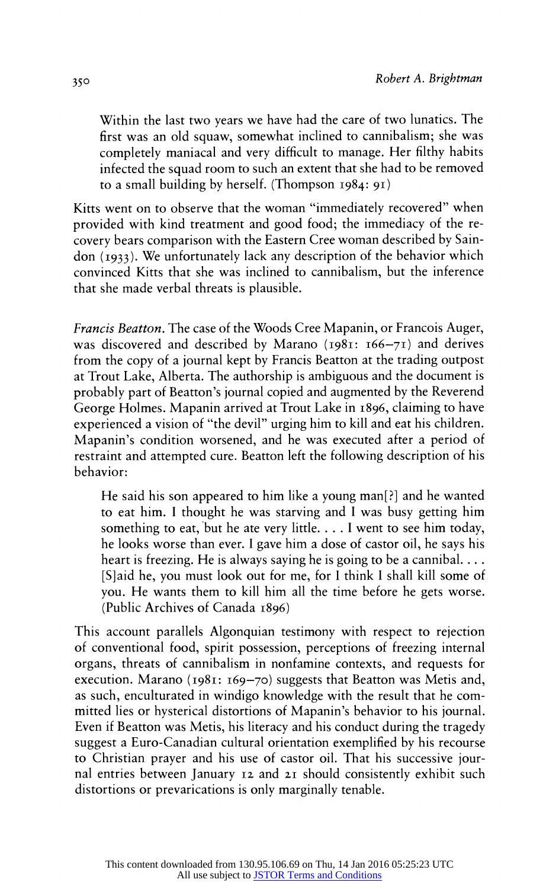> Within the last two years we have had the care of two lunatics. The first was an old squaw, somewhat inclined to cannibalism; she was completely maniacal and very difficult to manage. Her filthy habits infected the squad room to such an extent that she had to be removed to a small building by herself. (Thompson 1984: 91)

Kitts went on to observe that the woman "immediately recovered" when provided with kind treatment and good food; the immediacy of the recovery bears comparison with the Eastern Cree woman described by Saindon (1933). We unfortunately lack any description of the behavior which convinced Kitts that she was inclined to cannibalism, but the inference that she made verbal threats is plausible.

*Francis Beatton.* The case of the Woods Cree Mapanin, or Francois Auger, was discovered and described by Marano (1981: 166–71) and derives from the copy of a journal kept by Francis Beatton at the trading outpost at Trout Lake, Alberta. The authorship is ambiguous and the document is probably part of Beatton's journal copied and augmented by the Reverend George Holmes. Mapanin arrived at Trout Lake in 1896, claiming to have experienced a vision of "the devil" urging him to kill and eat his children. Mapanin's condition worsened, and he was executed after a period of restraint and attempted cure. Beatton left the following description of his behavior:

> He said his son appeared to him like a young man[?] and he wanted to eat him. I thought he was starving and I was busy getting him something to eat, but he ate very little. . . . I went to see him today, he looks worse than ever. I gave him a dose of castor oil, he says his heart is freezing. He is always saying he is going to be a cannibal. . . . [S]aid he, you must look out for me, for I think I shall kill some of you. He wants them to kill him all the time before he gets worse. (Public Archives of Canada 1896)

This account parallels Algonquian testimony with respect to rejection of conventional food, spirit possession, perceptions of freezing internal organs, threats of cannibalism in nonfamine contexts, and requests for execution. Marano (1981: 169–70) suggests that Beatton was Metis and, as such, enculturated in windigo knowledge with the result that he committed lies or hysterical distortions of Mapanin's behavior to his journal. Even if Beatton was Metis, his literacy and his conduct during the tragedy suggest a Euro-Canadian cultural orientation exemplified by his recourse to Christian prayer and his use of castor oil. That his successive journal entries between January 12 and 21 should consistently exhibit such distortions or prevarications is only marginally tenable.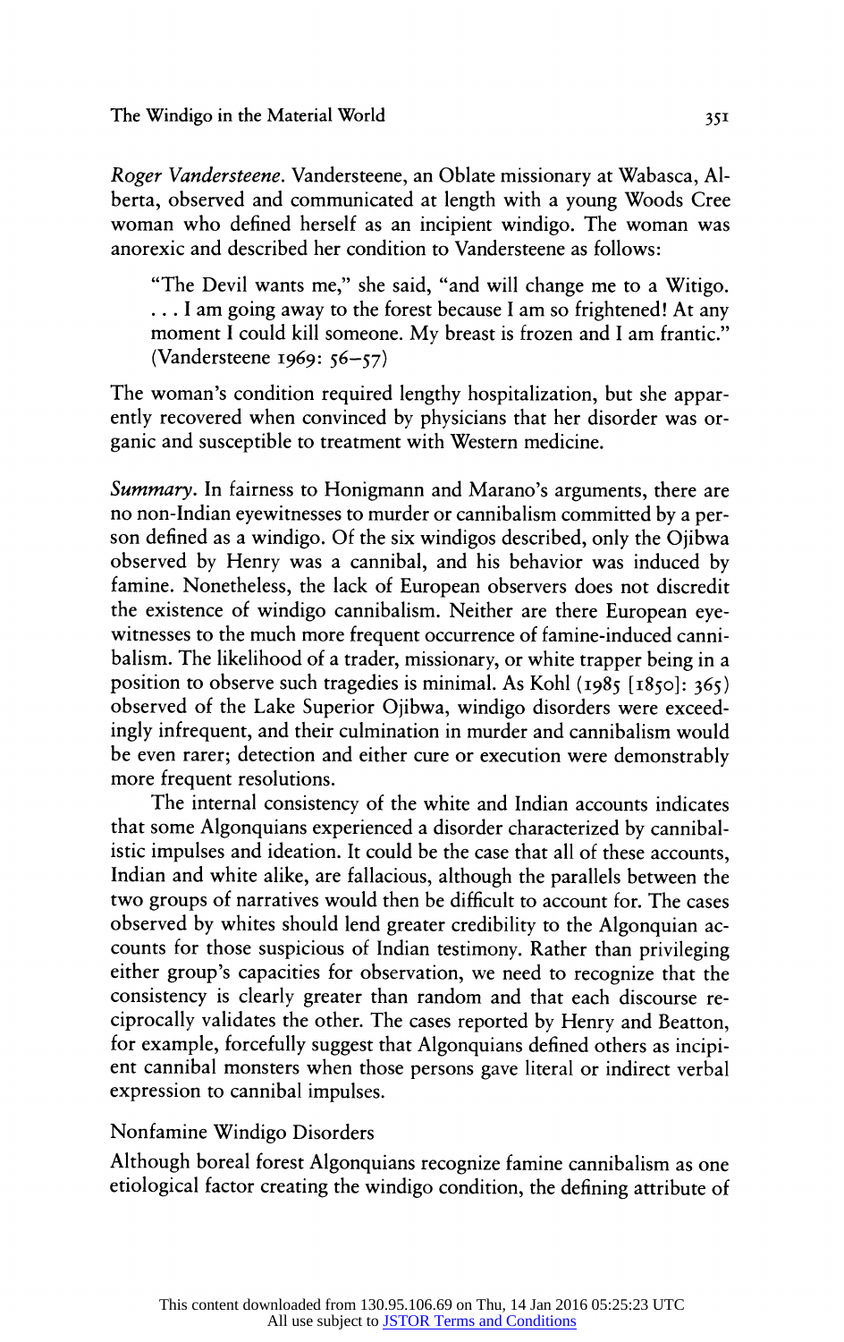*Roger Vandersteene*. Vandersteene, an Oblate missionary at Wabasca, Alberta, observed and communicated at length with a young Woods Cree woman who defined herself as an incipient windigo. The woman was anorexic and described her condition to Vandersteene as follows:

> "The Devil wants me," she said, "and will change me to a Witigo. . . . I am going away to the forest because I am so frightened! At any moment I could kill someone. My breast is frozen and I am frantic." (Vandersteene 1969: 56–57)

The woman's condition required lengthy hospitalization, but she apparently recovered when convinced by physicians that her disorder was organic and susceptible to treatment with Western medicine.

*Summary*. In fairness to Honigmann and Marano's arguments, there are no non-Indian eyewitnesses to murder or cannibalism committed by a person defined as a windigo. Of the six windigos described, only the Ojibwa observed by Henry was a cannibal, and his behavior was induced by famine. Nonetheless, the lack of European observers does not discredit the existence of windigo cannibalism. Neither are there European eyewitnesses to the much more frequent occurrence of famine-induced cannibalism. The likelihood of a trader, missionary, or white trapper being in a position to observe such tragedies is minimal. As Kohl (1985 [1850]: 365) observed of the Lake Superior Ojibwa, windigo disorders were exceedingly infrequent, and their culmination in murder and cannibalism would be even rarer; detection and either cure or execution were demonstrably more frequent resolutions.

The internal consistency of the white and Indian accounts indicates that some Algonquians experienced a disorder characterized by cannibalistic impulses and ideation. It could be the case that all of these accounts, Indian and white alike, are fallacious, although the parallels between the two groups of narratives would then be difficult to account for. The cases observed by whites should lend greater credibility to the Algonquian accounts for those suspicious of Indian testimony. Rather than privileging either group's capacities for observation, we need to recognize that the consistency is clearly greater than random and that each discourse reciprocally validates the other. The cases reported by Henry and Beatton, for example, forcefully suggest that Algonquians defined others as incipient cannibal monsters when those persons gave literal or indirect verbal expression to cannibal impulses.

## Nonfamine Windigo Disorders

Although boreal forest Algonquians recognize famine cannibalism as one etiological factor creating the windigo condition, the defining attribute of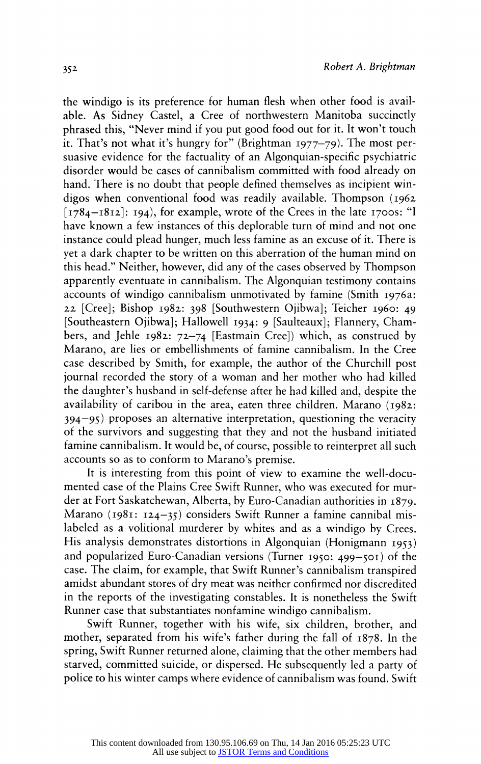the windigo is its preference for human flesh when other food is available. As Sidney Castel, a Cree of northwestern Manitoba succinctly phrased this, "Never mind if you put good food out for it. It won't touch it. That's not what it's hungry for" (Brightman 1977–79). The most persuasive evidence for the factuality of an Algonquian-specific psychiatric disorder would be cases of cannibalism committed with food already on hand. There is no doubt that people defined themselves as incipient windigos when conventional food was readily available. Thompson (1962 [1784–1812]: 194), for example, wrote of the Crees in the late 1700s: "I have known a few instances of this deplorable turn of mind and not one instance could plead hunger, much less famine as an excuse of it. There is yet a dark chapter to be written on this aberration of the human mind on this head." Neither, however, did any of the cases observed by Thompson apparently eventuate in cannibalism. The Algonquian testimony contains accounts of windigo cannibalism unmotivated by famine (Smith 1976a: 22 [Cree]; Bishop 1982: 398 [Southwestern Ojibwa]; Teicher 1960: 49 [Southeastern Ojibwa]; Hallowell 1934: 9 [Saulteaux]; Flannery, Chambers, and Jehle 1982: 72–74 [Eastmain Cree]) which, as construed by Marano, are lies or embellishments of famine cannibalism. In the Cree case described by Smith, for example, the author of the Churchill post journal recorded the story of a woman and her mother who had killed the daughter's husband in self-defense after he had killed and, despite the availability of caribou in the area, eaten three children. Marano (1982: 394–95) proposes an alternative interpretation, questioning the veracity of the survivors and suggesting that they and not the husband initiated famine cannibalism. It would be, of course, possible to reinterpret all such accounts so as to conform to Marano's premise.

It is interesting from this point of view to examine the well-documented case of the Plains Cree Swift Runner, who was executed for murder at Fort Saskatchewan, Alberta, by Euro-Canadian authorities in 1879. Marano (1981: 124–35) considers Swift Runner a famine cannibal mislabeled as a volitional murderer by whites and as a windigo by Crees. His analysis demonstrates distortions in Algonquian (Honigmann 1953) and popularized Euro-Canadian versions (Turner 1950: 499–501) of the case. The claim, for example, that Swift Runner's cannibalism transpired amidst abundant stores of dry meat was neither confirmed nor discredited in the reports of the investigating constables. It is nonetheless the Swift Runner case that substantiates nonfamine windigo cannibalism.

Swift Runner, together with his wife, six children, brother, and mother, separated from his wife's father during the fall of 1878. In the spring, Swift Runner returned alone, claiming that the other members had starved, committed suicide, or dispersed. He subsequently led a party of police to his winter camps where evidence of cannibalism was found. Swift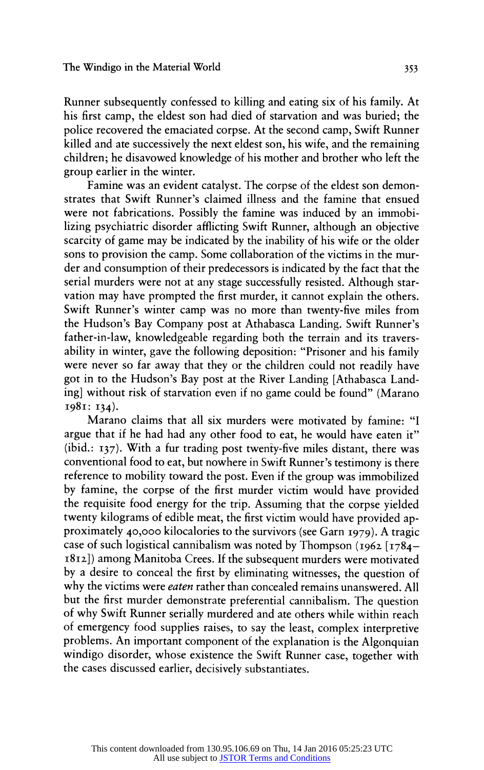Runner subsequently confessed to killing and eating six of his family. At his first camp, the eldest son had died of starvation and was buried; the police recovered the emaciated corpse. At the second camp, Swift Runner killed and ate successively the next eldest son, his wife, and the remaining children; he disavowed knowledge of his mother and brother who left the group earlier in the winter.

Famine was an evident catalyst. The corpse of the eldest son demonstrates that Swift Runner's claimed illness and the famine that ensued were not fabrications. Possibly the famine was induced by an immobilizing psychiatric disorder afflicting Swift Runner, although an objective scarcity of game may be indicated by the inability of his wife or the older sons to provision the camp. Some collaboration of the victims in the murder and consumption of their predecessors is indicated by the fact that the serial murders were not at any stage successfully resisted. Although starvation may have prompted the first murder, it cannot explain the others. Swift Runner's winter camp was no more than twenty-five miles from the Hudson's Bay Company post at Athabasca Landing. Swift Runner's father-in-law, knowledgeable regarding both the terrain and its traversability in winter, gave the following deposition: "Prisoner and his family were never so far away that they or the children could not readily have got in to the Hudson's Bay post at the River Landing [Athabasca Landing] without risk of starvation even if no game could be found" (Marano 1981: 134).

Marano claims that all six murders were motivated by famine: "I argue that if he had had any other food to eat, he would have eaten it" (ibid.: 137). With a fur trading post twenty-five miles distant, there was conventional food to eat, but nowhere in Swift Runner's testimony is there reference to mobility toward the post. Even if the group was immobilized by famine, the corpse of the first murder victim would have provided the requisite food energy for the trip. Assuming that the corpse yielded twenty kilograms of edible meat, the first victim would have provided approximately 40,000 kilocalories to the survivors (see Garn 1979). A tragic case of such logistical cannibalism was noted by Thompson (1962 [1784–1812]) among Manitoba Crees. If the subsequent murders were motivated by a desire to conceal the first by eliminating witnesses, the question of why the victims were *eaten* rather than concealed remains unanswered. All but the first murder demonstrate preferential cannibalism. The question of why Swift Runner serially murdered and ate others while within reach of emergency food supplies raises, to say the least, complex interpretive problems. An important component of the explanation is the Algonquian windigo disorder, whose existence the Swift Runner case, together with the cases discussed earlier, decisively substantiates.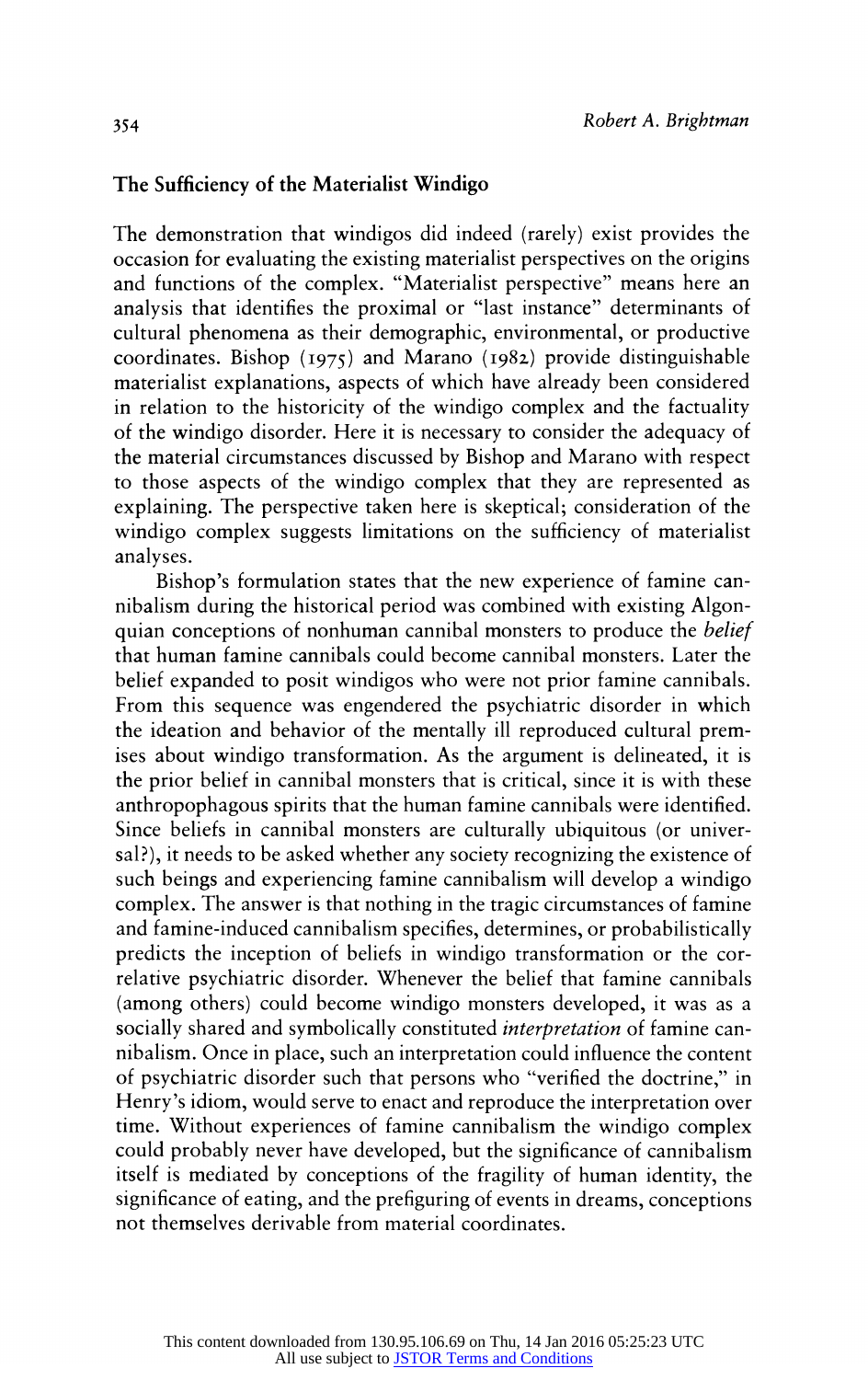## The Sufficiency of the Materialist Windigo

The demonstration that windigos did indeed (rarely) exist provides the occasion for evaluating the existing materialist perspectives on the origins and functions of the complex. "Materialist perspective" means here an analysis that identifies the proximal or "last instance" determinants of cultural phenomena as their demographic, environmental, or productive coordinates. Bishop (1975) and Marano (1982) provide distinguishable materialist explanations, aspects of which have already been considered in relation to the historicity of the windigo complex and the factuality of the windigo disorder. Here it is necessary to consider the adequacy of the material circumstances discussed by Bishop and Marano with respect to those aspects of the windigo complex that they are represented as explaining. The perspective taken here is skeptical; consideration of the windigo complex suggests limitations on the sufficiency of materialist analyses.

Bishop's formulation states that the new experience of famine cannibalism during the historical period was combined with existing Algonquian conceptions of nonhuman cannibal monsters to produce the *belief* that human famine cannibals could become cannibal monsters. Later the belief expanded to posit windigos who were not prior famine cannibals. From this sequence was engendered the psychiatric disorder in which the ideation and behavior of the mentally ill reproduced cultural premises about windigo transformation. As the argument is delineated, it is the prior belief in cannibal monsters that is critical, since it is with these anthropophagous spirits that the human famine cannibals were identified. Since beliefs in cannibal monsters are culturally ubiquitous (or universal?), it needs to be asked whether any society recognizing the existence of such beings and experiencing famine cannibalism will develop a windigo complex. The answer is that nothing in the tragic circumstances of famine and famine-induced cannibalism specifies, determines, or probabilistically predicts the inception of beliefs in windigo transformation or the correlative psychiatric disorder. Whenever the belief that famine cannibals (among others) could become windigo monsters developed, it was as a socially shared and symbolically constituted *interpretation* of famine cannibalism. Once in place, such an interpretation could influence the content of psychiatric disorder such that persons who "verified the doctrine," in Henry's idiom, would serve to enact and reproduce the interpretation over time. Without experiences of famine cannibalism the windigo complex could probably never have developed, but the significance of cannibalism itself is mediated by conceptions of the fragility of human identity, the significance of eating, and the prefiguring of events in dreams, conceptions not themselves derivable from material coordinates.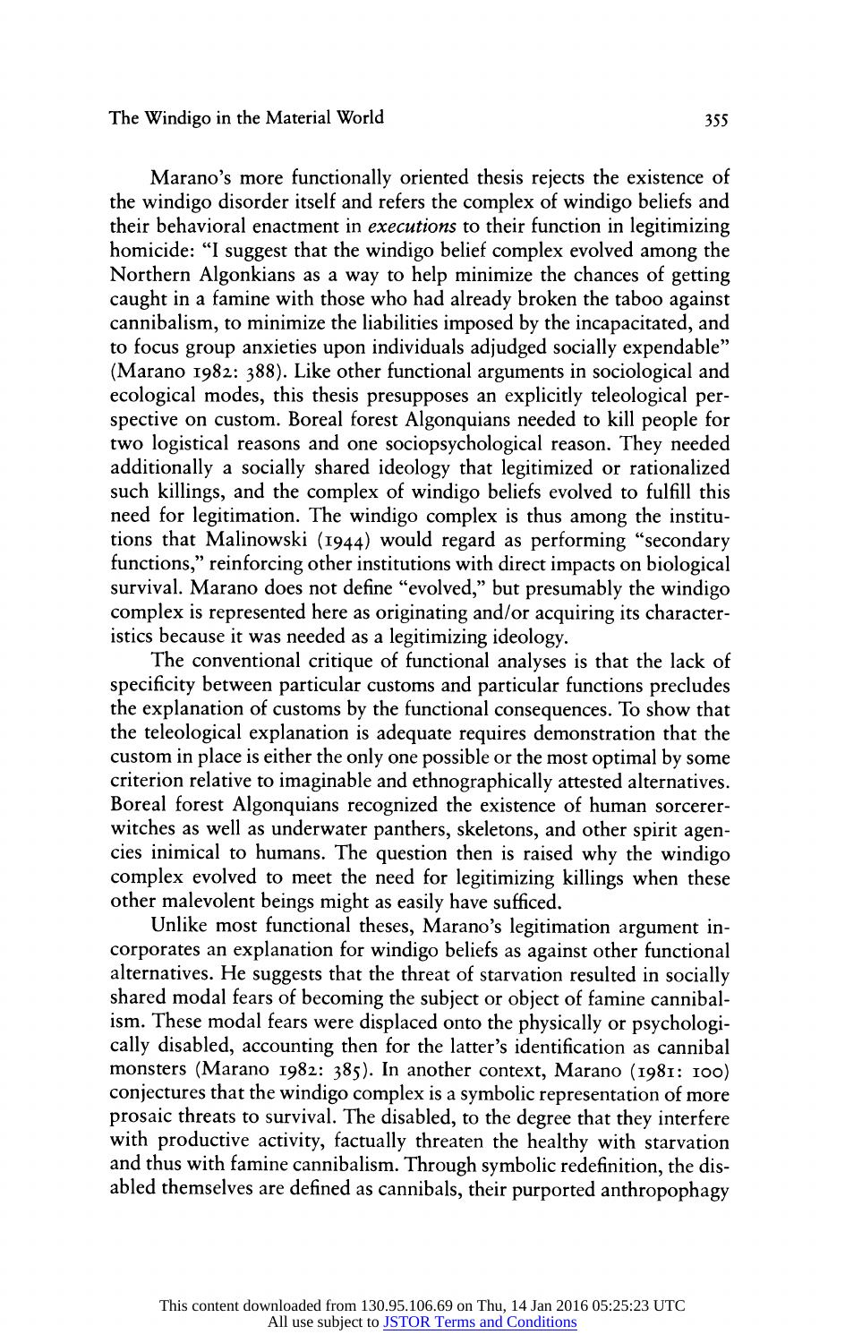Marano's more functionally oriented thesis rejects the existence of the windigo disorder itself and refers the complex of windigo beliefs and their behavioral enactment in *executions* to their function in legitimizing homicide: "I suggest that the windigo belief complex evolved among the Northern Algonkians as a way to help minimize the chances of getting caught in a famine with those who had already broken the taboo against cannibalism, to minimize the liabilities imposed by the incapacitated, and to focus group anxieties upon individuals adjudged socially expendable" (Marano 1982: 388). Like other functional arguments in sociological and ecological modes, this thesis presupposes an explicitly teleological perspective on custom. Boreal forest Algonquians needed to kill people for two logistical reasons and one sociopsychological reason. They needed additionally a socially shared ideology that legitimized or rationalized such killings, and the complex of windigo beliefs evolved to fulfill this need for legitimation. The windigo complex is thus among the institutions that Malinowski (1944) would regard as performing "secondary functions," reinforcing other institutions with direct impacts on biological survival. Marano does not define "evolved," but presumably the windigo complex is represented here as originating and/or acquiring its characteristics because it was needed as a legitimizing ideology.

The conventional critique of functional analyses is that the lack of specificity between particular customs and particular functions precludes the explanation of customs by the functional consequences. To show that the teleological explanation is adequate requires demonstration that the custom in place is either the only one possible or the most optimal by some criterion relative to imaginable and ethnographically attested alternatives. Boreal forest Algonquians recognized the existence of human sorcerer-witches as well as underwater panthers, skeletons, and other spirit agencies inimical to humans. The question then is raised why the windigo complex evolved to meet the need for legitimizing killings when these other malevolent beings might as easily have sufficed.

Unlike most functional theses, Marano's legitimation argument incorporates an explanation for windigo beliefs as against other functional alternatives. He suggests that the threat of starvation resulted in socially shared modal fears of becoming the subject or object of famine cannibalism. These modal fears were displaced onto the physically or psychologically disabled, accounting then for the latter's identification as cannibal monsters (Marano 1982: 385). In another context, Marano (1981: 100) conjectures that the windigo complex is a symbolic representation of more prosaic threats to survival. The disabled, to the degree that they interfere with productive activity, factually threaten the healthy with starvation and thus with famine cannibalism. Through symbolic redefinition, the disabled themselves are defined as cannibals, their purported anthropophagy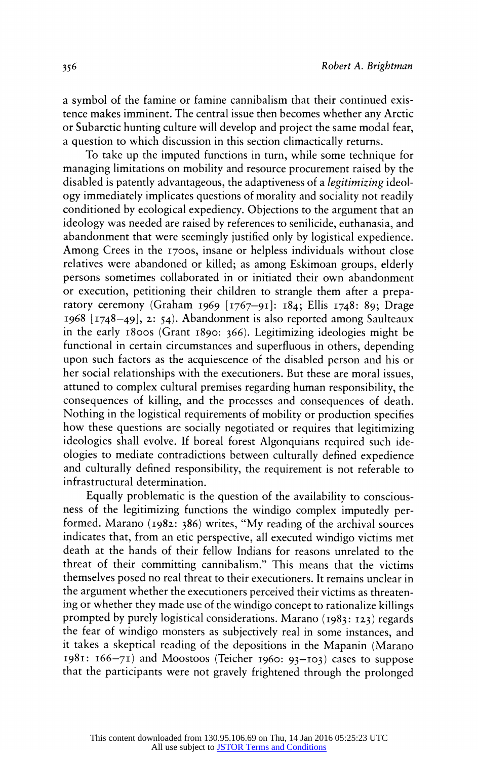a symbol of the famine or famine cannibalism that their continued existence makes imminent. The central issue then becomes whether any Arctic or Subarctic hunting culture will develop and project the same modal fear, a question to which discussion in this section climactically returns.

To take up the imputed functions in turn, while some technique for managing limitations on mobility and resource procurement raised by the disabled is patently advantageous, the adaptiveness of a *legitimizing* ideology immediately implicates questions of morality and sociality not readily conditioned by ecological expediency. Objections to the argument that an ideology was needed are raised by references to senilicide, euthanasia, and abandonment that were seemingly justified only by logistical expedience. Among Crees in the 1700s, insane or helpless individuals without close relatives were abandoned or killed; as among Eskimoan groups, elderly persons sometimes collaborated in or initiated their own abandonment or execution, petitioning their children to strangle them after a preparatory ceremony (Graham 1969 [1767–91]: 184; Ellis 1748: 89; Drage 1968 [1748–49], 2: 54). Abandonment is also reported among Saulteaux in the early 1800s (Grant 1890: 366). Legitimizing ideologies might be functional in certain circumstances and superfluous in others, depending upon such factors as the acquiescence of the disabled person and his or her social relationships with the executioners. But these are moral issues, attuned to complex cultural premises regarding human responsibility, the consequences of killing, and the processes and consequences of death. Nothing in the logistical requirements of mobility or production specifies how these questions are socially negotiated or requires that legitimizing ideologies shall evolve. If boreal forest Algonquians required such ideologies to mediate contradictions between culturally defined expedience and culturally defined responsibility, the requirement is not referable to infrastructural determination.

Equally problematic is the question of the availability to consciousness of the legitimizing functions the windigo complex imputedly performed. Marano (1982: 386) writes, "My reading of the archival sources indicates that, from an etic perspective, all executed windigo victims met death at the hands of their fellow Indians for reasons unrelated to the threat of their committing cannibalism." This means that the victims themselves posed no real threat to their executioners. It remains unclear in the argument whether the executioners perceived their victims as threatening or whether they made use of the windigo concept to rationalize killings prompted by purely logistical considerations. Marano (1983: 123) regards the fear of windigo monsters as subjectively real in some instances, and it takes a skeptical reading of the depositions in the Mapanin (Marano 1981: 166–71) and Moostoos (Teicher 1960: 93–103) cases to suppose that the participants were not gravely frightened through the prolonged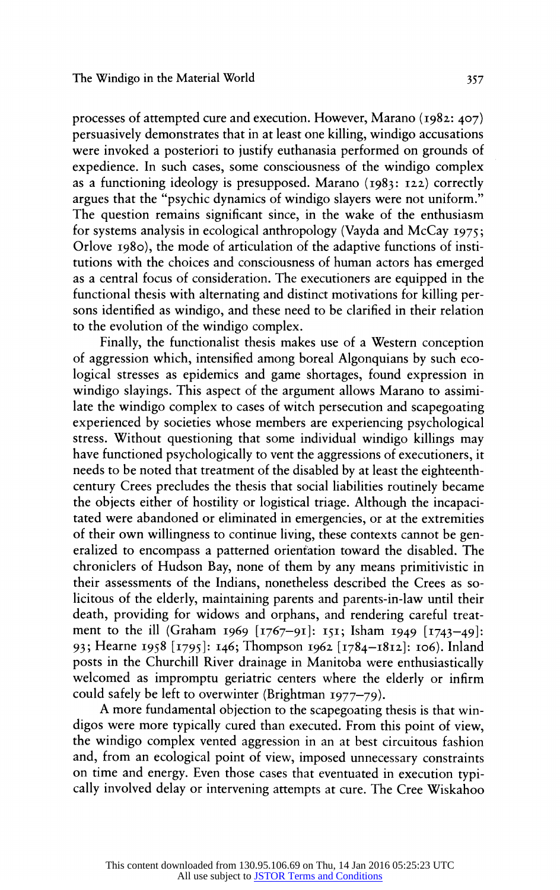processes of attempted cure and execution. However, Marano (1982: 407) persuasively demonstrates that in at least one killing, windigo accusations were invoked a posteriori to justify euthanasia performed on grounds of expedience. In such cases, some consciousness of the windigo complex as a functioning ideology is presupposed. Marano (1983: 122) correctly argues that the "psychic dynamics of windigo slayers were not uniform." The question remains significant since, in the wake of the enthusiasm for systems analysis in ecological anthropology (Vayda and McCay 1975; Orlove 1980), the mode of articulation of the adaptive functions of institutions with the choices and consciousness of human actors has emerged as a central focus of consideration. The executioners are equipped in the functional thesis with alternating and distinct motivations for killing persons identified as windigo, and these need to be clarified in their relation to the evolution of the windigo complex.

Finally, the functionalist thesis makes use of a Western conception of aggression which, intensified among boreal Algonquians by such ecological stresses as epidemics and game shortages, found expression in windigo slayings. This aspect of the argument allows Marano to assimilate the windigo complex to cases of witch persecution and scapegoating experienced by societies whose members are experiencing psychological stress. Without questioning that some individual windigo killings may have functioned psychologically to vent the aggressions of executioners, it needs to be noted that treatment of the disabled by at least the eighteenth-century Crees precludes the thesis that social liabilities routinely became the objects either of hostility or logistical triage. Although the incapacitated were abandoned or eliminated in emergencies, or at the extremities of their own willingness to continue living, these contexts cannot be generalized to encompass a patterned orientation toward the disabled. The chroniclers of Hudson Bay, none of them by any means primitivistic in their assessments of the Indians, nonetheless described the Crees as solicitous of the elderly, maintaining parents and parents-in-law until their death, providing for widows and orphans, and rendering careful treatment to the ill (Graham 1969 [1767–91]: 151; Isham 1949 [1743–49]: 93; Hearne 1958 [1795]: 146; Thompson 1962 [1784–1812]: 106). Inland posts in the Churchill River drainage in Manitoba were enthusiastically welcomed as impromptu geriatric centers where the elderly or infirm could safely be left to overwinter (Brightman 1977–79).

A more fundamental objection to the scapegoating thesis is that windigos were more typically cured than executed. From this point of view, the windigo complex vented aggression in an at best circuitous fashion and, from an ecological point of view, imposed unnecessary constraints on time and energy. Even those cases that eventuated in execution typically involved delay or intervening attempts at cure. The Cree Wiskahoo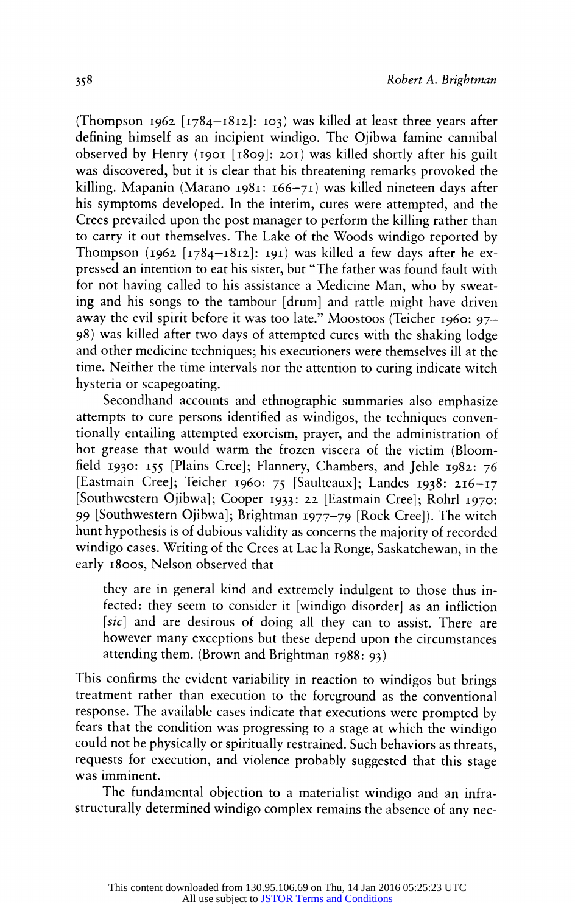(Thompson 1962 [1784–1812]: 103) was killed at least three years after defining himself as an incipient windigo. The Ojibwa famine cannibal observed by Henry (1901 [1809]: 201) was killed shortly after his guilt was discovered, but it is clear that his threatening remarks provoked the killing. Mapanin (Marano 1981: 166–71) was killed nineteen days after his symptoms developed. In the interim, cures were attempted, and the Crees prevailed upon the post manager to perform the killing rather than to carry it out themselves. The Lake of the Woods windigo reported by Thompson (1962 [1784–1812]: 191) was killed a few days after he expressed an intention to eat his sister, but "The father was found fault with for not having called to his assistance a Medicine Man, who by sweating and his songs to the tambour [drum] and rattle might have driven away the evil spirit before it was too late." Moostoos (Teicher 1960: 97–98) was killed after two days of attempted cures with the shaking lodge and other medicine techniques; his executioners were themselves ill at the time. Neither the time intervals nor the attention to curing indicate witch hysteria or scapegoating.

Secondhand accounts and ethnographic summaries also emphasize attempts to cure persons identified as windigos, the techniques conventionally entailing attempted exorcism, prayer, and the administration of hot grease that would warm the frozen viscera of the victim (Bloomfield 1930: 155 [Plains Cree]; Flannery, Chambers, and Jehle 1982: 76 [Eastmain Cree]; Teicher 1960: 75 [Saulteaux]; Landes 1938: 216–17 [Southwestern Ojibwa]; Cooper 1933: 22 [Eastmain Cree]; Rohrl 1970: 99 [Southwestern Ojibwa]; Brightman 1977–79 [Rock Cree]). The witch hunt hypothesis is of dubious validity as concerns the majority of recorded windigo cases. Writing of the Crees at Lac la Ronge, Saskatchewan, in the early 1800s, Nelson observed that

> they are in general kind and extremely indulgent to those thus infected: they seem to consider it [windigo disorder] as an infliction [*sic*] and are desirous of doing all they can to assist. There are however many exceptions but these depend upon the circumstances attending them. (Brown and Brightman 1988: 93)

This confirms the evident variability in reaction to windigos but brings treatment rather than execution to the foreground as the conventional response. The available cases indicate that executions were prompted by fears that the condition was progressing to a stage at which the windigo could not be physically or spiritually restrained. Such behaviors as threats, requests for execution, and violence probably suggested that this stage was imminent.

The fundamental objection to a materialist windigo and an infrastructurally determined windigo complex remains the absence of any nec-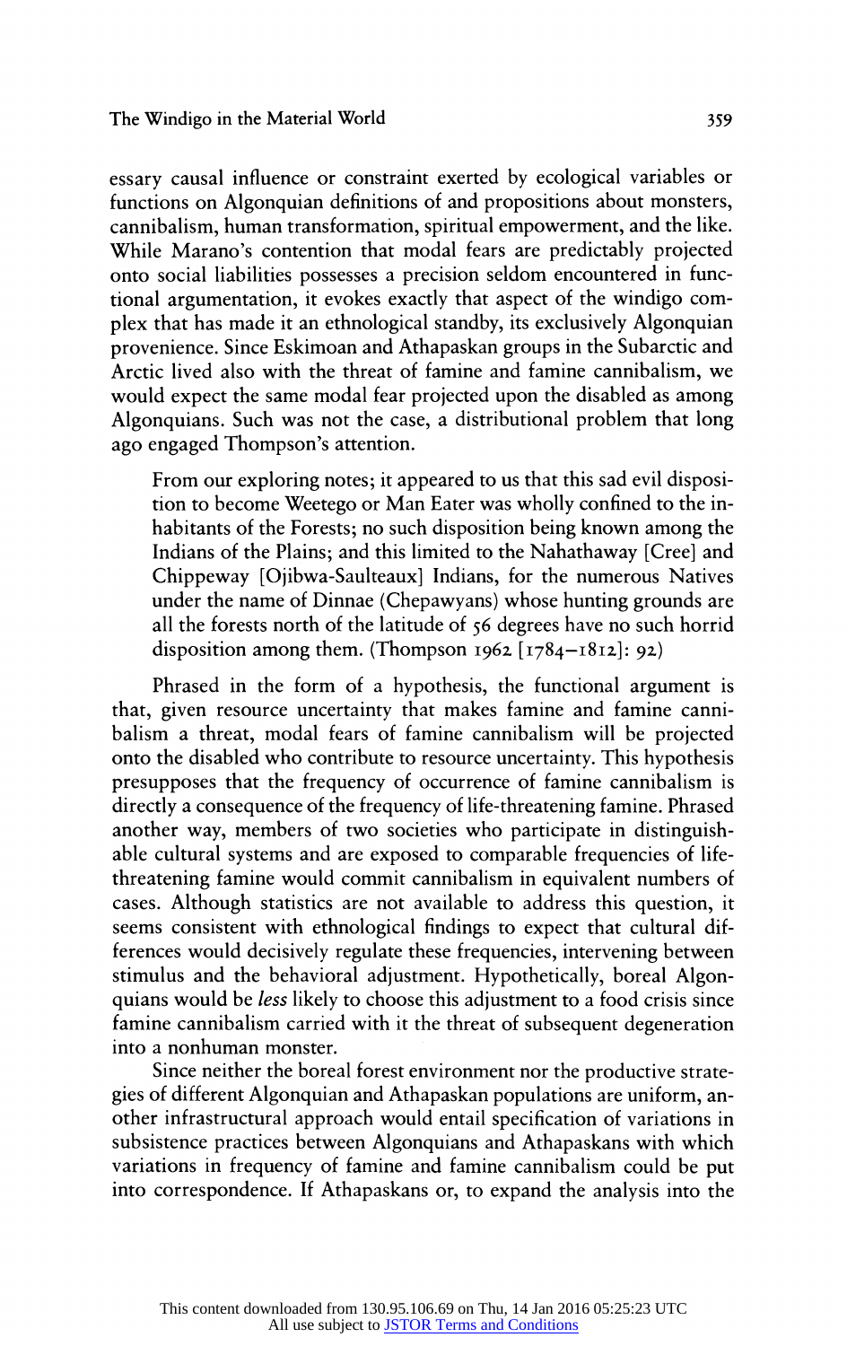essary causal influence or constraint exerted by ecological variables or functions on Algonquian definitions of and propositions about monsters, cannibalism, human transformation, spiritual empowerment, and the like. While Marano's contention that modal fears are predictably projected onto social liabilities possesses a precision seldom encountered in functional argumentation, it evokes exactly that aspect of the windigo complex that has made it an ethnological standby, its exclusively Algonquian provenience. Since Eskimoan and Athapaskan groups in the Subarctic and Arctic lived also with the threat of famine and famine cannibalism, we would expect the same modal fear projected upon the disabled as among Algonquians. Such was not the case, a distributional problem that long ago engaged Thompson's attention.

> From our exploring notes; it appeared to us that this sad evil disposition to become Weetego or Man Eater was wholly confined to the inhabitants of the Forests; no such disposition being known among the Indians of the Plains; and this limited to the Nahathaway [Cree] and Chippeway [Ojibwa-Saulteaux] Indians, for the numerous Natives under the name of Dinnae (Chepawyans) whose hunting grounds are all the forests north of the latitude of 56 degrees have no such horrid disposition among them. (Thompson 1962 [1784–1812]: 92)

Phrased in the form of a hypothesis, the functional argument is that, given resource uncertainty that makes famine and famine cannibalism a threat, modal fears of famine cannibalism will be projected onto the disabled who contribute to resource uncertainty. This hypothesis presupposes that the frequency of occurrence of famine cannibalism is directly a consequence of the frequency of life-threatening famine. Phrased another way, members of two societies who participate in distinguishable cultural systems and are exposed to comparable frequencies of life-threatening famine would commit cannibalism in equivalent numbers of cases. Although statistics are not available to address this question, it seems consistent with ethnological findings to expect that cultural differences would decisively regulate these frequencies, intervening between stimulus and the behavioral adjustment. Hypothetically, boreal Algonquians would be *less* likely to choose this adjustment to a food crisis since famine cannibalism carried with it the threat of subsequent degeneration into a nonhuman monster.

Since neither the boreal forest environment nor the productive strategies of different Algonquian and Athapaskan populations are uniform, another infrastructural approach would entail specification of variations in subsistence practices between Algonquians and Athapaskans with which variations in frequency of famine and famine cannibalism could be put into correspondence. If Athapaskans or, to expand the analysis into the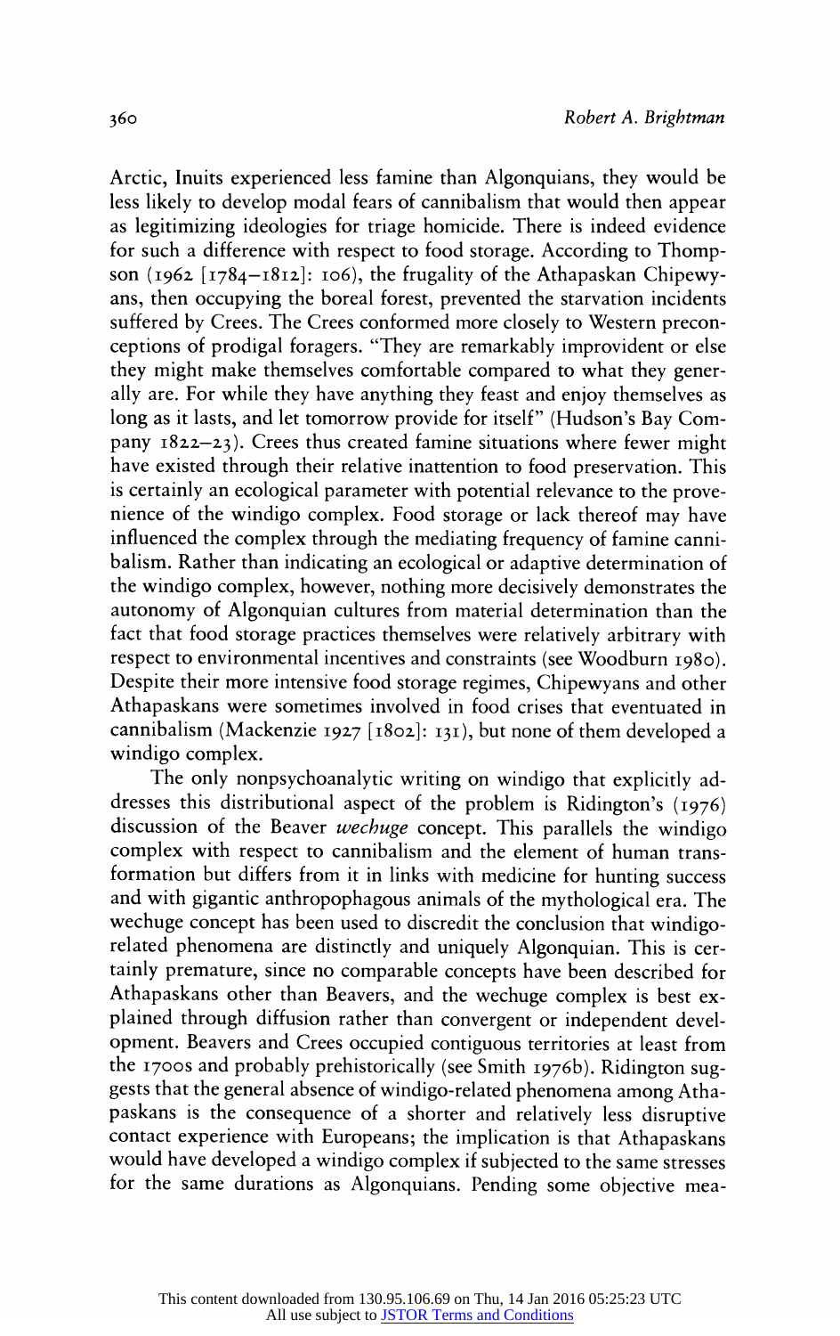Arctic, Inuits experienced less famine than Algonquians, they would be less likely to develop modal fears of cannibalism that would then appear as legitimizing ideologies for triage homicide. There is indeed evidence for such a difference with respect to food storage. According to Thompson (1962 [1784–1812]: 106), the frugality of the Athapaskan Chipewyans, then occupying the boreal forest, prevented the starvation incidents suffered by Crees. The Crees conformed more closely to Western preconceptions of prodigal foragers. "They are remarkably improvident or else they might make themselves comfortable compared to what they generally are. For while they have anything they feast and enjoy themselves as long as it lasts, and let tomorrow provide for itself" (Hudson's Bay Company 1822–23). Crees thus created famine situations where fewer might have existed through their relative inattention to food preservation. This is certainly an ecological parameter with potential relevance to the provenience of the windigo complex. Food storage or lack thereof may have influenced the complex through the mediating frequency of famine cannibalism. Rather than indicating an ecological or adaptive determination of the windigo complex, however, nothing more decisively demonstrates the autonomy of Algonquian cultures from material determination than the fact that food storage practices themselves were relatively arbitrary with respect to environmental incentives and constraints (see Woodburn 1980). Despite their more intensive food storage regimes, Chipewyans and other Athapaskans were sometimes involved in food crises that eventuated in cannibalism (Mackenzie 1927 [1802]: 131), but none of them developed a windigo complex.

The only nonpsychoanalytic writing on windigo that explicitly addresses this distributional aspect of the problem is Ridington's (1976) discussion of the Beaver *wechuge* concept. This parallels the windigo complex with respect to cannibalism and the element of human transformation but differs from it in links with medicine for hunting success and with gigantic anthropophagous animals of the mythological era. The wechuge concept has been used to discredit the conclusion that windigo-related phenomena are distinctly and uniquely Algonquian. This is certainly premature, since no comparable concepts have been described for Athapaskans other than Beavers, and the wechuge complex is best explained through diffusion rather than convergent or independent development. Beavers and Crees occupied contiguous territories at least from the 1700s and probably prehistorically (see Smith 1976b). Ridington suggests that the general absence of windigo-related phenomena among Athapaskans is the consequence of a shorter and relatively less disruptive contact experience with Europeans; the implication is that Athapaskans would have developed a windigo complex if subjected to the same stresses for the same durations as Algonquians. Pending some objective mea-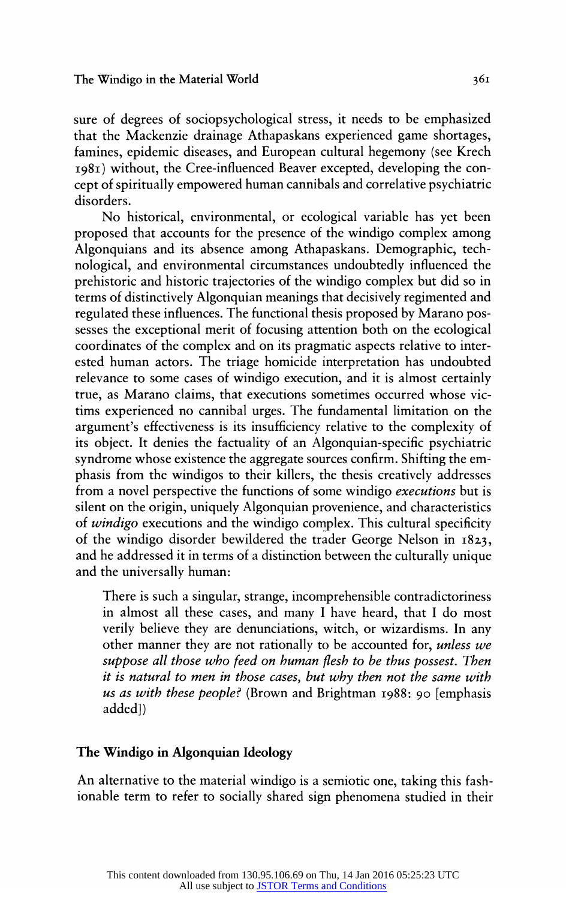sure of degrees of sociopsychological stress, it needs to be emphasized that the Mackenzie drainage Athapaskans experienced game shortages, famines, epidemic diseases, and European cultural hegemony (see Krech 1981) without, the Cree-influenced Beaver excepted, developing the concept of spiritually empowered human cannibals and correlative psychiatric disorders.

No historical, environmental, or ecological variable has yet been proposed that accounts for the presence of the windigo complex among Algonquians and its absence among Athapaskans. Demographic, technological, and environmental circumstances undoubtedly influenced the prehistoric and historic trajectories of the windigo complex but did so in terms of distinctively Algonquian meanings that decisively regimented and regulated these influences. The functional thesis proposed by Marano possesses the exceptional merit of focusing attention both on the ecological coordinates of the complex and on its pragmatic aspects relative to interested human actors. The triage homicide interpretation has undoubted relevance to some cases of windigo execution, and it is almost certainly true, as Marano claims, that executions sometimes occurred whose victims experienced no cannibal urges. The fundamental limitation on the argument's effectiveness is its insufficiency relative to the complexity of its object. It denies the factuality of an Algonquian-specific psychiatric syndrome whose existence the aggregate sources confirm. Shifting the emphasis from the windigos to their killers, the thesis creatively addresses from a novel perspective the functions of some windigo *executions* but is silent on the origin, uniquely Algonquian provenience, and characteristics of *windigo* executions and the windigo complex. This cultural specificity of the windigo disorder bewildered the trader George Nelson in 1823, and he addressed it in terms of a distinction between the culturally unique and the universally human:

> There is such a singular, strange, incomprehensible contradictoriness in almost all these cases, and many I have heard, that I do most verily believe they are denunciations, witch, or wizardisms. In any other manner they are not rationally to be accounted for, *unless we suppose all those who feed on human flesh to be thus possest. Then it is natural to men in those cases, but why then not the same with us as with these people?* (Brown and Brightman 1988: 90 [emphasis added])

## The Windigo in Algonquian Ideology

An alternative to the material windigo is a semiotic one, taking this fashionable term to refer to socially shared sign phenomena studied in their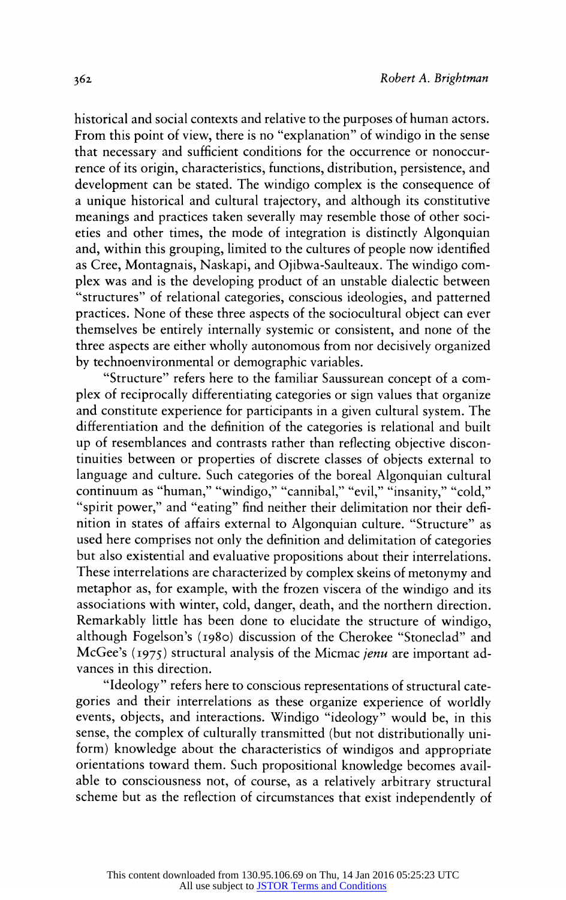historical and social contexts and relative to the purposes of human actors. From this point of view, there is no "explanation" of windigo in the sense that necessary and sufficient conditions for the occurrence or nonoccurrence of its origin, characteristics, functions, distribution, persistence, and development can be stated. The windigo complex is the consequence of a unique historical and cultural trajectory, and although its constitutive meanings and practices taken severally may resemble those of other societies and other times, the mode of integration is distinctly Algonquian and, within this grouping, limited to the cultures of people now identified as Cree, Montagnais, Naskapi, and Ojibwa-Saulteaux. The windigo complex was and is the developing product of an unstable dialectic between "structures" of relational categories, conscious ideologies, and patterned practices. None of these three aspects of the sociocultural object can ever themselves be entirely internally systemic or consistent, and none of the three aspects are either wholly autonomous from nor decisively organized by technoenvironmental or demographic variables.

"Structure" refers here to the familiar Saussurean concept of a complex of reciprocally differentiating categories or sign values that organize and constitute experience for participants in a given cultural system. The differentiation and the definition of the categories is relational and built up of resemblances and contrasts rather than reflecting objective discontinuities between or properties of discrete classes of objects external to language and culture. Such categories of the boreal Algonquian cultural continuum as "human," "windigo," "cannibal," "evil," "insanity," "cold," "spirit power," and "eating" find neither their delimitation nor their definition in states of affairs external to Algonquian culture. "Structure" as used here comprises not only the definition and delimitation of categories but also existential and evaluative propositions about their interrelations. These interrelations are characterized by complex skeins of metonymy and metaphor as, for example, with the frozen viscera of the windigo and its associations with winter, cold, danger, death, and the northern direction. Remarkably little has been done to elucidate the structure of windigo, although Fogelson's (1980) discussion of the Cherokee "Stoneclad" and McGee's (1975) structural analysis of the Micmac *jenu* are important advances in this direction.

"Ideology" refers here to conscious representations of structural categories and their interrelations as these organize experience of worldly events, objects, and interactions. Windigo "ideology" would be, in this sense, the complex of culturally transmitted (but not distributionally uniform) knowledge about the characteristics of windigos and appropriate orientations toward them. Such propositional knowledge becomes available to consciousness not, of course, as a relatively arbitrary structural scheme but as the reflection of circumstances that exist independently of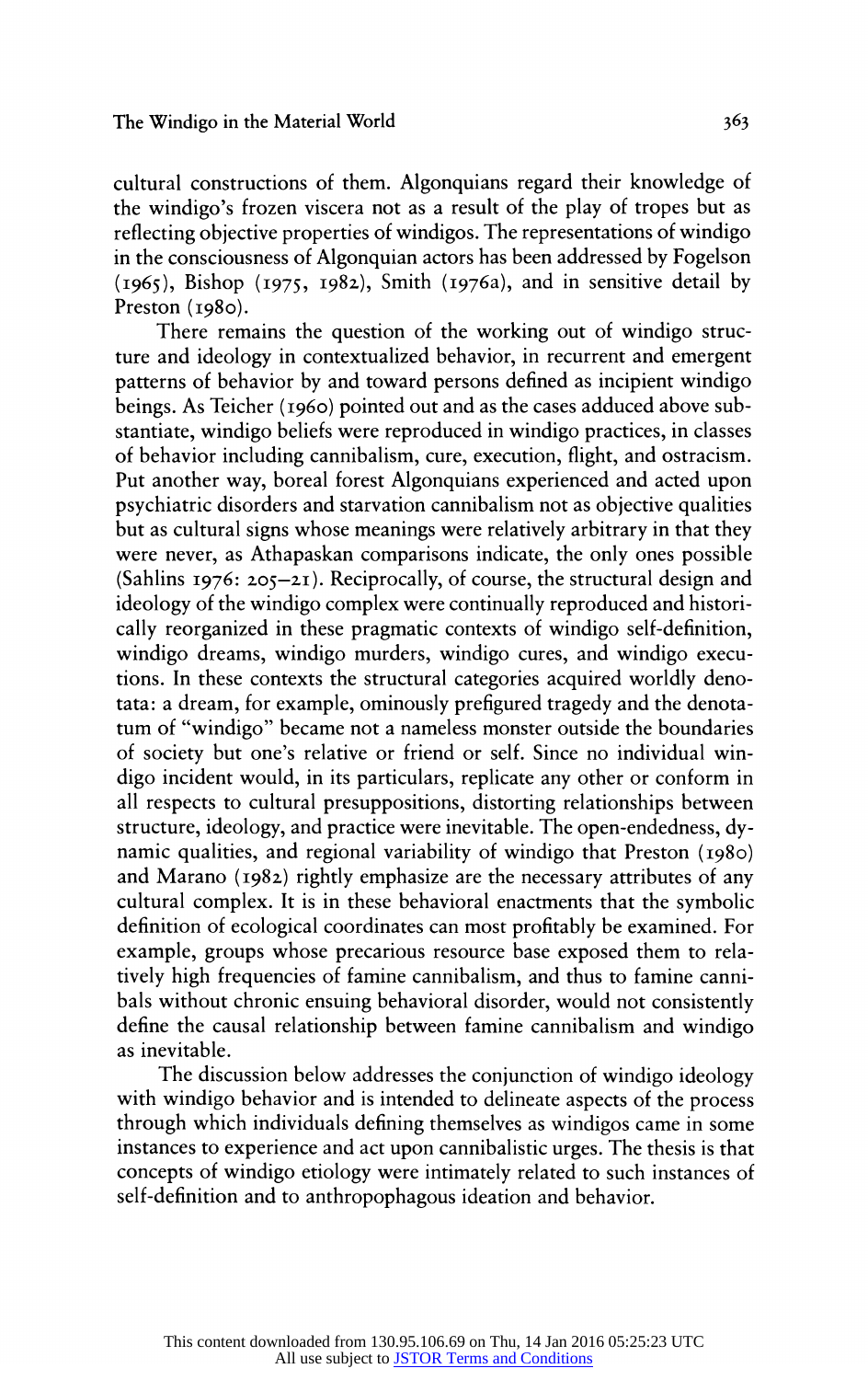cultural constructions of them. Algonquians regard their knowledge of the windigo's frozen viscera not as a result of the play of tropes but as reflecting objective properties of windigos. The representations of windigo in the consciousness of Algonquian actors has been addressed by Fogelson (1965), Bishop (1975, 1982), Smith (1976a), and in sensitive detail by Preston (1980).

There remains the question of the working out of windigo structure and ideology in contextualized behavior, in recurrent and emergent patterns of behavior by and toward persons defined as incipient windigo beings. As Teicher (1960) pointed out and as the cases adduced above substantiate, windigo beliefs were reproduced in windigo practices, in classes of behavior including cannibalism, cure, execution, flight, and ostracism. Put another way, boreal forest Algonquians experienced and acted upon psychiatric disorders and starvation cannibalism not as objective qualities but as cultural signs whose meanings were relatively arbitrary in that they were never, as Athapaskan comparisons indicate, the only ones possible (Sahlins 1976: 205–21). Reciprocally, of course, the structural design and ideology of the windigo complex were continually reproduced and historically reorganized in these pragmatic contexts of windigo self-definition, windigo dreams, windigo murders, windigo cures, and windigo executions. In these contexts the structural categories acquired worldly denotata: a dream, for example, ominously prefigured tragedy and the denotatum of "windigo" became not a nameless monster outside the boundaries of society but one's relative or friend or self. Since no individual windigo incident would, in its particulars, replicate any other or conform in all respects to cultural presuppositions, distorting relationships between structure, ideology, and practice were inevitable. The open-endedness, dynamic qualities, and regional variability of windigo that Preston (1980) and Marano (1982) rightly emphasize are the necessary attributes of any cultural complex. It is in these behavioral enactments that the symbolic definition of ecological coordinates can most profitably be examined. For example, groups whose precarious resource base exposed them to relatively high frequencies of famine cannibalism, and thus to famine cannibals without chronic ensuing behavioral disorder, would not consistently define the causal relationship between famine cannibalism and windigo as inevitable.

The discussion below addresses the conjunction of windigo ideology with windigo behavior and is intended to delineate aspects of the process through which individuals defining themselves as windigos came in some instances to experience and act upon cannibalistic urges. The thesis is that concepts of windigo etiology were intimately related to such instances of self-definition and to anthropophagous ideation and behavior.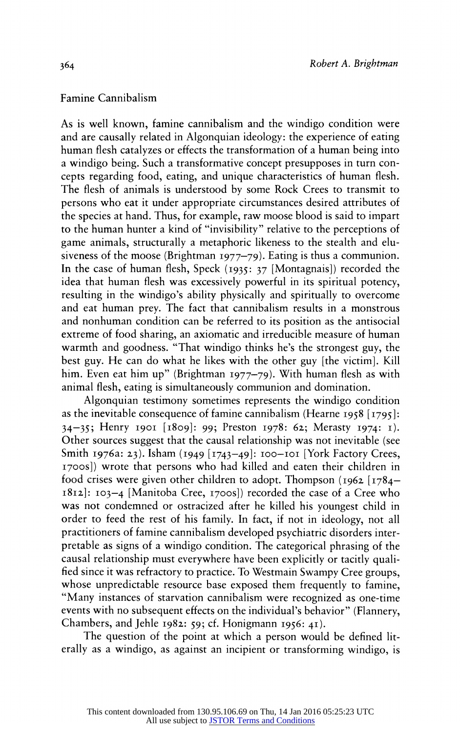## Famine Cannibalism

As is well known, famine cannibalism and the windigo condition were and are causally related in Algonquian ideology: the experience of eating human flesh catalyzes or effects the transformation of a human being into a windigo being. Such a transformative concept presupposes in turn concepts regarding food, eating, and unique characteristics of human flesh. The flesh of animals is understood by some Rock Crees to transmit to persons who eat it under appropriate circumstances desired attributes of the species at hand. Thus, for example, raw moose blood is said to impart to the human hunter a kind of "invisibility" relative to the perceptions of game animals, structurally a metaphoric likeness to the stealth and elusiveness of the moose (Brightman 1977–79). Eating is thus a communion. In the case of human flesh, Speck (1935: 37 [Montagnais]) recorded the idea that human flesh was excessively powerful in its spiritual potency, resulting in the windigo's ability physically and spiritually to overcome and eat human prey. The fact that cannibalism results in a monstrous and nonhuman condition can be referred to its position as the antisocial extreme of food sharing, an axiomatic and irreducible measure of human warmth and goodness. "That windigo thinks he's the strongest guy, the best guy. He can do what he likes with the other guy [the victim]. Kill him. Even eat him up" (Brightman 1977–79). With human flesh as with animal flesh, eating is simultaneously communion and domination.

Algonquian testimony sometimes represents the windigo condition as the inevitable consequence of famine cannibalism (Hearne 1958 [1795]: 34–35; Henry 1901 [1809]: 99; Preston 1978: 62; Merasty 1974: 1). Other sources suggest that the causal relationship was not inevitable (see Smith 1976a: 23). Isham (1949 [1743–49]: 100–101 [York Factory Crees, 1700s]) wrote that persons who had killed and eaten their children in food crises were given other children to adopt. Thompson (1962 [1784–1812]: 103–4 [Manitoba Cree, 1700s]) recorded the case of a Cree who was not condemned or ostracized after he killed his youngest child in order to feed the rest of his family. In fact, if not in ideology, not all practitioners of famine cannibalism developed psychiatric disorders interpretable as signs of a windigo condition. The categorical phrasing of the causal relationship must everywhere have been explicitly or tacitly qualified since it was refractory to practice. To Westmain Swampy Cree groups, whose unpredictable resource base exposed them frequently to famine, "Many instances of starvation cannibalism were recognized as one-time events with no subsequent effects on the individual's behavior" (Flannery, Chambers, and Jehle 1982: 59; cf. Honigmann 1956: 41).

The question of the point at which a person would be defined literally as a windigo, as against an incipient or transforming windigo, is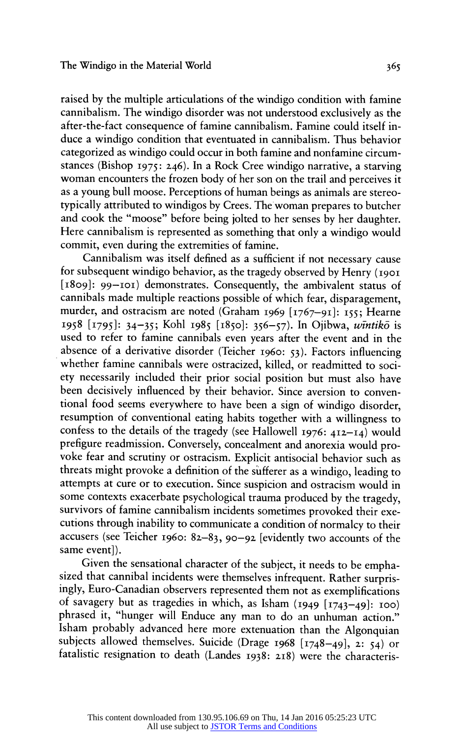raised by the multiple articulations of the windigo condition with famine cannibalism. The windigo disorder was not understood exclusively as the after-the-fact consequence of famine cannibalism. Famine could itself induce a windigo condition that eventuated in cannibalism. Thus behavior categorized as windigo could occur in both famine and nonfamine circumstances (Bishop 1975: 246). In a Rock Cree windigo narrative, a starving woman encounters the frozen body of her son on the trail and perceives it as a young bull moose. Perceptions of human beings as animals are stereotypically attributed to windigos by Crees. The woman prepares to butcher and cook the "moose" before being jolted to her senses by her daughter. Here cannibalism is represented as something that only a windigo would commit, even during the extremities of famine.

Cannibalism was itself defined as a sufficient if not necessary cause for subsequent windigo behavior, as the tragedy observed by Henry (1901 [1809]: 99–101) demonstrates. Consequently, the ambivalent status of cannibals made multiple reactions possible of which fear, disparagement, murder, and ostracism are noted (Graham 1969 [1767–91]: 155; Hearne 1958 [1795]: 34–35; Kohl 1985 [1850]: 356–57). In Ojibwa, *wīntikō* is used to refer to famine cannibals even years after the event and in the absence of a derivative disorder (Teicher 1960: 53). Factors influencing whether famine cannibals were ostracized, killed, or readmitted to society necessarily included their prior social position but must also have been decisively influenced by their behavior. Since aversion to conventional food seems everywhere to have been a sign of windigo disorder, resumption of conventional eating habits together with a willingness to confess to the details of the tragedy (see Hallowell 1976: 412–14) would prefigure readmission. Conversely, concealment and anorexia would provoke fear and scrutiny or ostracism. Explicit antisocial behavior such as threats might provoke a definition of the sufferer as a windigo, leading to attempts at cure or to execution. Since suspicion and ostracism would in some contexts exacerbate psychological trauma produced by the tragedy, survivors of famine cannibalism incidents sometimes provoked their executions through inability to communicate a condition of normalcy to their accusers (see Teicher 1960: 82–83, 90–92 [evidently two accounts of the same event]).

Given the sensational character of the subject, it needs to be emphasized that cannibal incidents were themselves infrequent. Rather surprisingly, Euro-Canadian observers represented them not as exemplifications of savagery but as tragedies in which, as Isham (1949 [1743–49]: 100) phrased it, "hunger will Enduce any man to do an unhuman action." Isham probably advanced here more extenuation than the Algonquian subjects allowed themselves. Suicide (Drage 1968 [1748–49], 2: 54) or fatalistic resignation to death (Landes 1938: 218) were the characteris-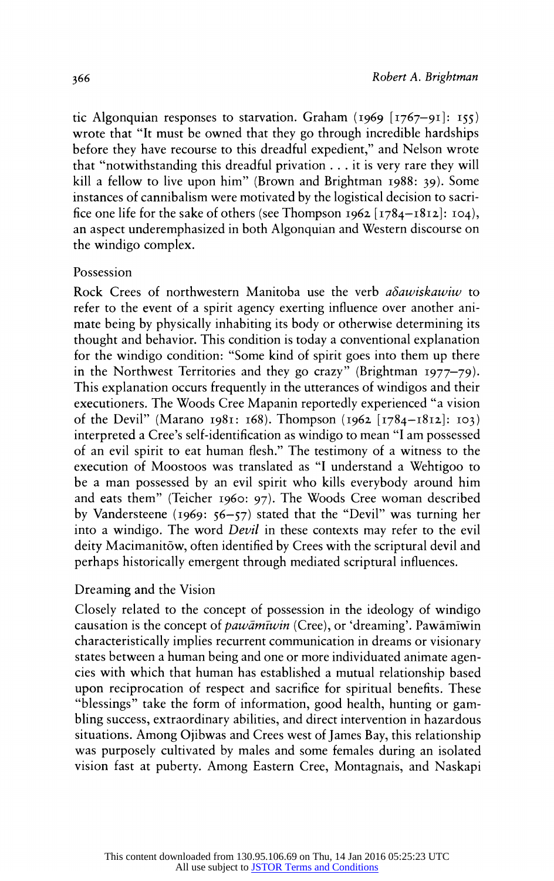tic Algonquian responses to starvation. Graham (1969 [1767–91]: 155) wrote that "It must be owned that they go through incredible hardships before they have recourse to this dreadful expedient," and Nelson wrote that "notwithstanding this dreadful privation . . . it is very rare they will kill a fellow to live upon him" (Brown and Brightman 1988: 39). Some instances of cannibalism were motivated by the logistical decision to sacrifice one life for the sake of others (see Thompson 1962 [1784–1812]: 104), an aspect underemphasized in both Algonquian and Western discourse on the windigo complex.

## Possession

Rock Crees of northwestern Manitoba use the verb *aðawiskawiw* to refer to the event of a spirit agency exerting influence over another animate being by physically inhabiting its body or otherwise determining its thought and behavior. This condition is today a conventional explanation for the windigo condition: "Some kind of spirit goes into them up there in the Northwest Territories and they go crazy" (Brightman 1977–79). This explanation occurs frequently in the utterances of windigos and their executioners. The Woods Cree Mapanin reportedly experienced "a vision of the Devil" (Marano 1981: 168). Thompson (1962 [1784–1812]: 103) interpreted a Cree's self-identification as windigo to mean "I am possessed of an evil spirit to eat human flesh." The testimony of a witness to the execution of Moostoos was translated as "I understand a Wehtigoo to be a man possessed by an evil spirit who kills everybody around him and eats them" (Teicher 1960: 97). The Woods Cree woman described by Vandersteene (1969: 56–57) stated that the "Devil" was turning her into a windigo. The word *Devil* in these contexts may refer to the evil deity Macimanitōw, often identified by Crees with the scriptural devil and perhaps historically emergent through mediated scriptural influences.

## Dreaming and the Vision

Closely related to the concept of possession in the ideology of windigo causation is the concept of *pawāmīwin* (Cree), or 'dreaming'. Pawāmīwin characteristically implies recurrent communication in dreams or visionary states between a human being and one or more individuated animate agencies with which that human has established a mutual relationship based upon reciprocation of respect and sacrifice for spiritual benefits. These "blessings" take the form of information, good health, hunting or gambling success, extraordinary abilities, and direct intervention in hazardous situations. Among Ojibwas and Crees west of James Bay, this relationship was purposely cultivated by males and some females during an isolated vision fast at puberty. Among Eastern Cree, Montagnais, and Naskapi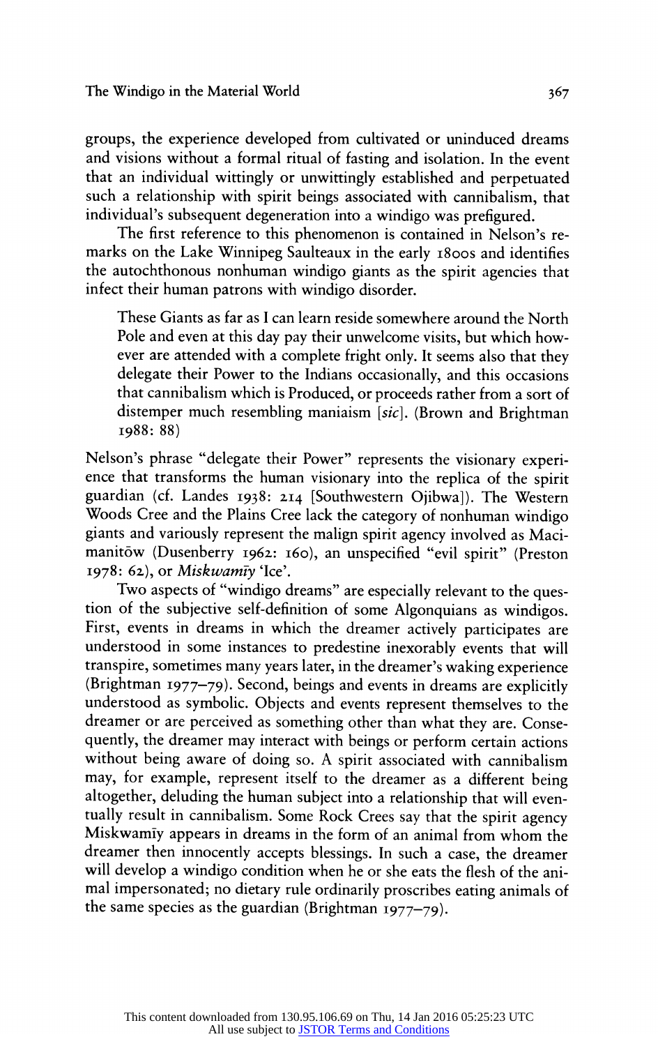groups, the experience developed from cultivated or uninduced dreams and visions without a formal ritual of fasting and isolation. In the event that an individual wittingly or unwittingly established and perpetuated such a relationship with spirit beings associated with cannibalism, that individual's subsequent degeneration into a windigo was prefigured.

The first reference to this phenomenon is contained in Nelson's remarks on the Lake Winnipeg Saulteaux in the early 1800s and identifies the autochthonous nonhuman windigo giants as the spirit agencies that infect their human patrons with windigo disorder.

> These Giants as far as I can learn reside somewhere around the North Pole and even at this day pay their unwelcome visits, but which however are attended with a complete fright only. It seems also that they delegate their Power to the Indians occasionally, and this occasions that cannibalism which is Produced, or proceeds rather from a sort of distemper much resembling maniaism [*sic*]. (Brown and Brightman 1988: 88)

Nelson's phrase "delegate their Power" represents the visionary experience that transforms the human visionary into the replica of the spirit guardian (cf. Landes 1938: 214 [Southwestern Ojibwa]). The Western Woods Cree and the Plains Cree lack the category of nonhuman windigo giants and variously represent the malign spirit agency involved as Macimanitōw (Dusenberry 1962: 160), an unspecified "evil spirit" (Preston 1978: 62), or *Miskwamīy* 'Ice'.

Two aspects of "windigo dreams" are especially relevant to the question of the subjective self-definition of some Algonquians as windigos. First, events in dreams in which the dreamer actively participates are understood in some instances to predestine inexorably events that will transpire, sometimes many years later, in the dreamer's waking experience (Brightman 1977–79). Second, beings and events in dreams are explicitly understood as symbolic. Objects and events represent themselves to the dreamer or are perceived as something other than what they are. Consequently, the dreamer may interact with beings or perform certain actions without being aware of doing so. A spirit associated with cannibalism may, for example, represent itself to the dreamer as a different being altogether, deluding the human subject into a relationship that will eventually result in cannibalism. Some Rock Crees say that the spirit agency Miskwamīy appears in dreams in the form of an animal from whom the dreamer then innocently accepts blessings. In such a case, the dreamer will develop a windigo condition when he or she eats the flesh of the animal impersonated; no dietary rule ordinarily proscribes eating animals of the same species as the guardian (Brightman 1977–79).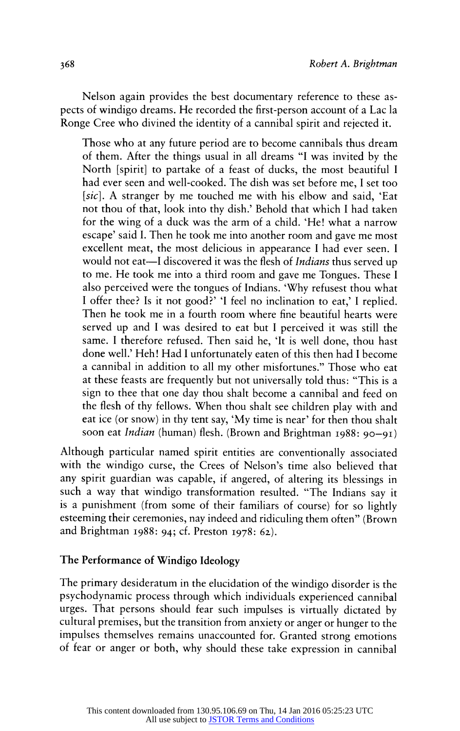Nelson again provides the best documentary reference to these aspects of windigo dreams. He recorded the first-person account of a Lac la Ronge Cree who divined the identity of a cannibal spirit and rejected it.

> Those who at any future period are to become cannibals thus dream of them. After the things usual in all dreams "I was invited by the North [spirit] to partake of a feast of ducks, the most beautiful I had ever seen and well-cooked. The dish was set before me, I set too [*sic*]. A stranger by me touched me with his elbow and said, 'Eat not thou of that, look into thy dish.' Behold that which I had taken for the wing of a duck was the arm of a child. 'He! what a narrow escape' said I. Then he took me into another room and gave me most excellent meat, the most delicious in appearance I had ever seen. I would not eat—I discovered it was the flesh of *Indians* thus served up to me. He took me into a third room and gave me Tongues. These I also perceived were the tongues of Indians. 'Why refusest thou what I offer thee? Is it not good?' 'I feel no inclination to eat,' I replied. Then he took me in a fourth room where fine beautiful hearts were served up and I was desired to eat but I perceived it was still the same. I therefore refused. Then said he, 'It is well done, thou hast done well.' Heh! Had I unfortunately eaten of this then had I become a cannibal in addition to all my other misfortunes." Those who eat at these feasts are frequently but not universally told thus: "This is a sign to thee that one day thou shalt become a cannibal and feed on the flesh of thy fellows. When thou shalt see children play with and eat ice (or snow) in thy tent say, 'My time is near' for then thou shalt soon eat *Indian* (human) flesh. (Brown and Brightman 1988: 90–91)

Although particular named spirit entities are conventionally associated with the windigo curse, the Crees of Nelson's time also believed that any spirit guardian was capable, if angered, of altering its blessings in such a way that windigo transformation resulted. "The Indians say it is a punishment (from some of their familiars of course) for so lightly esteeming their ceremonies, nay indeed and ridiculing them often" (Brown and Brightman 1988: 94; cf. Preston 1978: 62).

## The Performance of Windigo Ideology

The primary desideratum in the elucidation of the windigo disorder is the psychodynamic process through which individuals experienced cannibal urges. That persons should fear such impulses is virtually dictated by cultural premises, but the transition from anxiety or anger or hunger to the impulses themselves remains unaccounted for. Granted strong emotions of fear or anger or both, why should these take expression in cannibal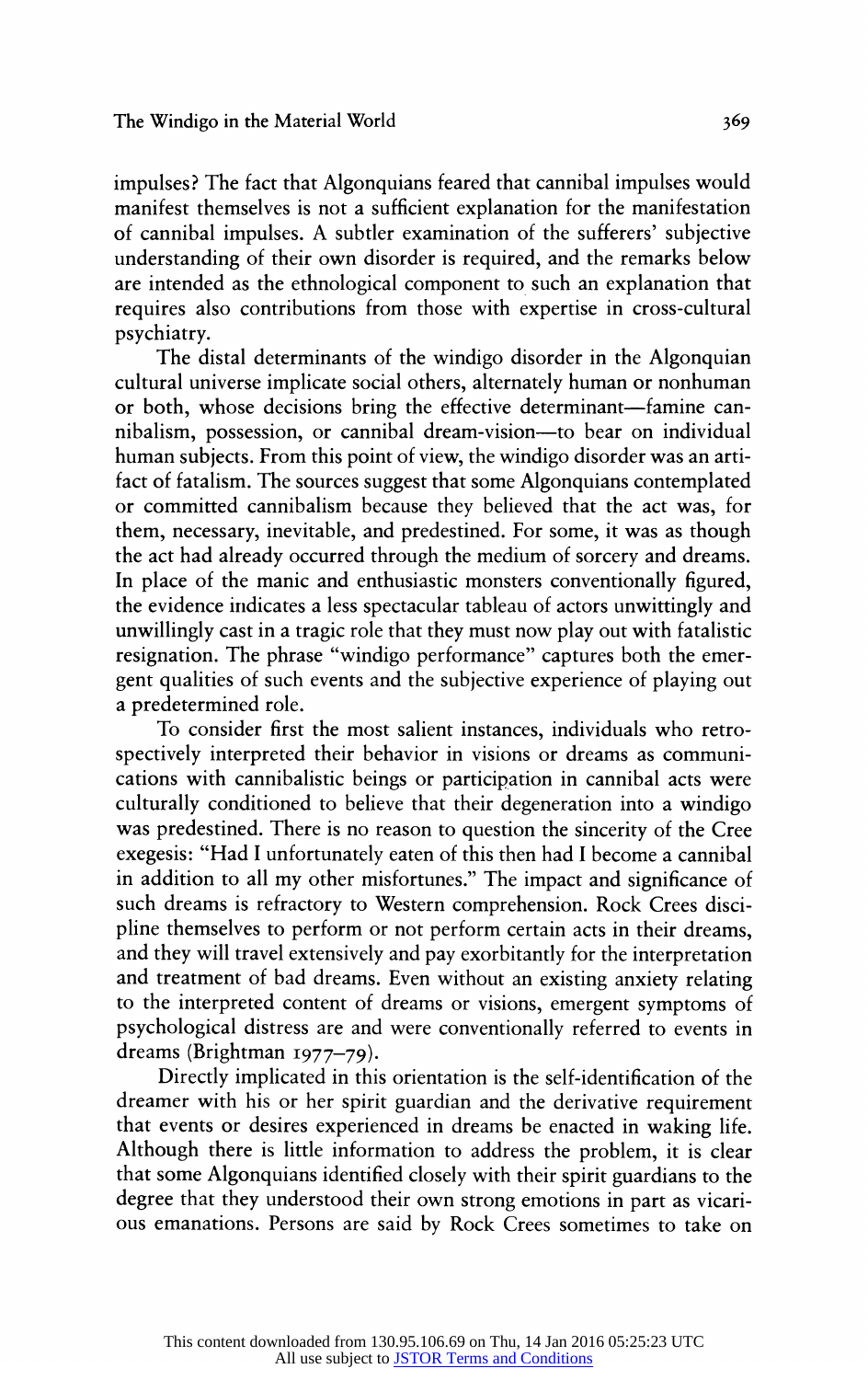impulses? The fact that Algonquians feared that cannibal impulses would manifest themselves is not a sufficient explanation for the manifestation of cannibal impulses. A subtler examination of the sufferers' subjective understanding of their own disorder is required, and the remarks below are intended as the ethnological component to such an explanation that requires also contributions from those with expertise in cross-cultural psychiatry.

The distal determinants of the windigo disorder in the Algonquian cultural universe implicate social others, alternately human or nonhuman or both, whose decisions bring the effective determinant—famine cannibalism, possession, or cannibal dream-vision—to bear on individual human subjects. From this point of view, the windigo disorder was an artifact of fatalism. The sources suggest that some Algonquians contemplated or committed cannibalism because they believed that the act was, for them, necessary, inevitable, and predestined. For some, it was as though the act had already occurred through the medium of sorcery and dreams. In place of the manic and enthusiastic monsters conventionally figured, the evidence indicates a less spectacular tableau of actors unwittingly and unwillingly cast in a tragic role that they must now play out with fatalistic resignation. The phrase "windigo performance" captures both the emergent qualities of such events and the subjective experience of playing out a predetermined role.

To consider first the most salient instances, individuals who retrospectively interpreted their behavior in visions or dreams as communications with cannibalistic beings or participation in cannibal acts were culturally conditioned to believe that their degeneration into a windigo was predestined. There is no reason to question the sincerity of the Cree exegesis: "Had I unfortunately eaten of this then had I become a cannibal in addition to all my other misfortunes." The impact and significance of such dreams is refractory to Western comprehension. Rock Crees discipline themselves to perform or not perform certain acts in their dreams, and they will travel extensively and pay exorbitantly for the interpretation and treatment of bad dreams. Even without an existing anxiety relating to the interpreted content of dreams or visions, emergent symptoms of psychological distress are and were conventionally referred to events in dreams (Brightman 1977–79).

Directly implicated in this orientation is the self-identification of the dreamer with his or her spirit guardian and the derivative requirement that events or desires experienced in dreams be enacted in waking life. Although there is little information to address the problem, it is clear that some Algonquians identified closely with their spirit guardians to the degree that they understood their own strong emotions in part as vicarious emanations. Persons are said by Rock Crees sometimes to take on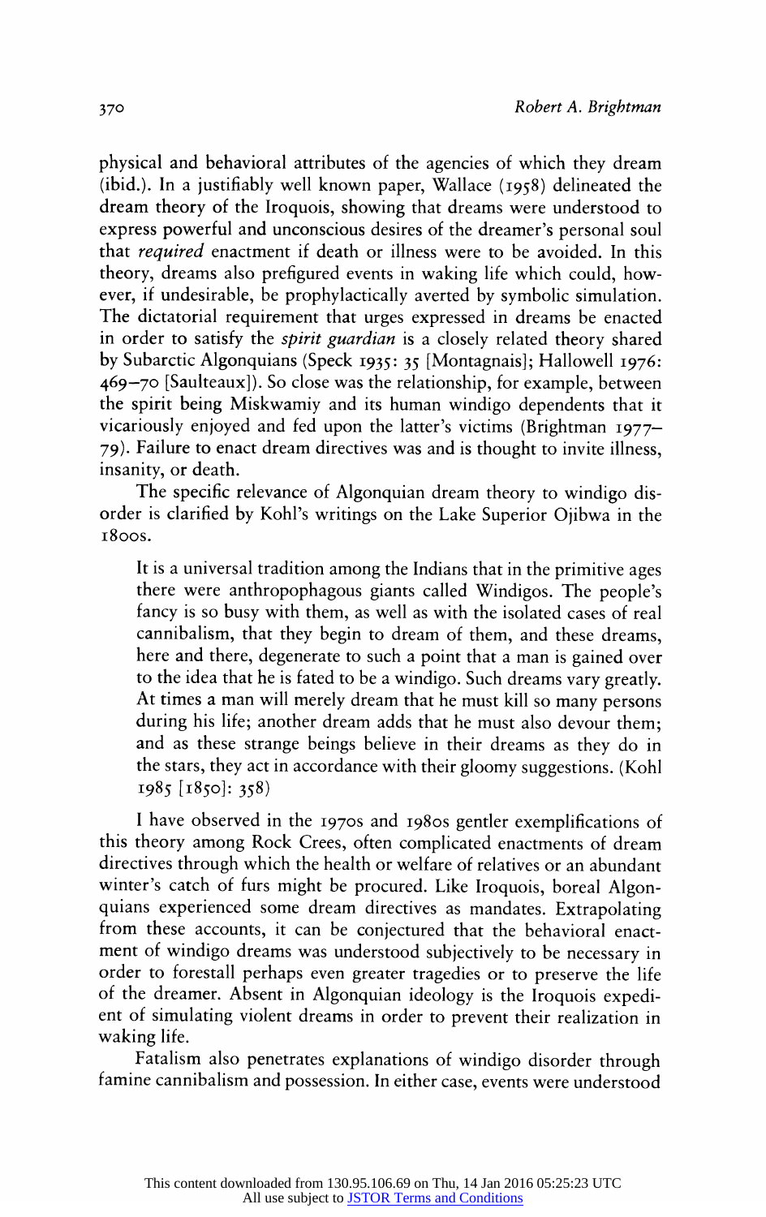physical and behavioral attributes of the agencies of which they dream (ibid.). In a justifiably well known paper, Wallace (1958) delineated the dream theory of the Iroquois, showing that dreams were understood to express powerful and unconscious desires of the dreamer's personal soul that *required* enactment if death or illness were to be avoided. In this theory, dreams also prefigured events in waking life which could, however, if undesirable, be prophylactically averted by symbolic simulation. The dictatorial requirement that urges expressed in dreams be enacted in order to satisfy the *spirit guardian* is a closely related theory shared by Subarctic Algonquians (Speck 1935: 35 [Montagnais]; Hallowell 1976: 469–70 [Saulteaux]). So close was the relationship, for example, between the spirit being Miskwamiy and its human windigo dependents that it vicariously enjoyed and fed upon the latter's victims (Brightman 1977–79). Failure to enact dream directives was and is thought to invite illness, insanity, or death.

The specific relevance of Algonquian dream theory to windigo disorder is clarified by Kohl's writings on the Lake Superior Ojibwa in the 1800s.

> It is a universal tradition among the Indians that in the primitive ages there were anthropophagous giants called Windigos. The people's fancy is so busy with them, as well as with the isolated cases of real cannibalism, that they begin to dream of them, and these dreams, here and there, degenerate to such a point that a man is gained over to the idea that he is fated to be a windigo. Such dreams vary greatly. At times a man will merely dream that he must kill so many persons during his life; another dream adds that he must also devour them; and as these strange beings believe in their dreams as they do in the stars, they act in accordance with their gloomy suggestions. (Kohl 1985 [1850]: 358)

I have observed in the 1970s and 1980s gentler exemplifications of this theory among Rock Crees, often complicated enactments of dream directives through which the health or welfare of relatives or an abundant winter's catch of furs might be procured. Like Iroquois, boreal Algonquians experienced some dream directives as mandates. Extrapolating from these accounts, it can be conjectured that the behavioral enactment of windigo dreams was understood subjectively to be necessary in order to forestall perhaps even greater tragedies or to preserve the life of the dreamer. Absent in Algonquian ideology is the Iroquois expedient of simulating violent dreams in order to prevent their realization in waking life.

Fatalism also penetrates explanations of windigo disorder through famine cannibalism and possession. In either case, events were understood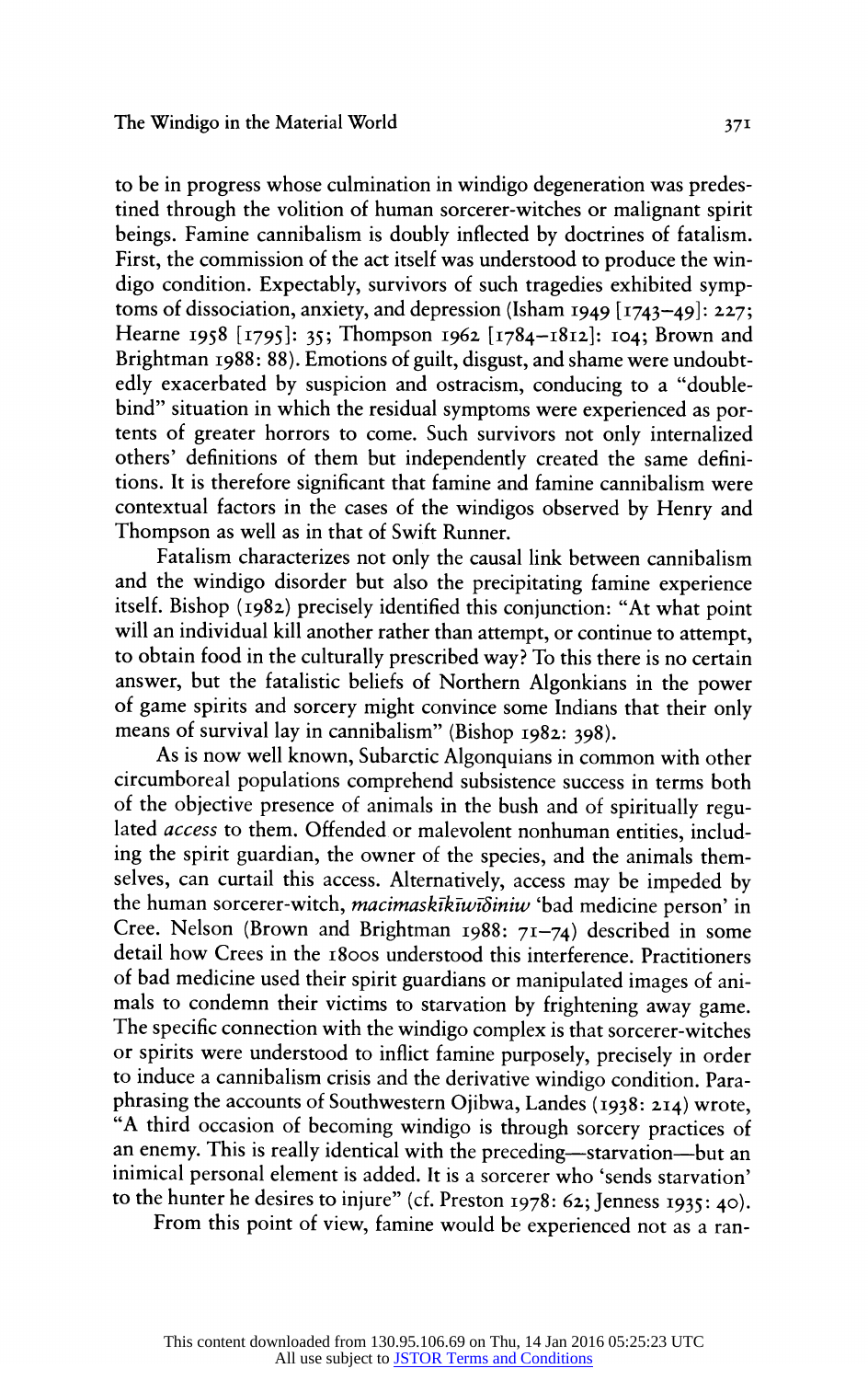to be in progress whose culmination in windigo degeneration was predestined through the volition of human sorcerer-witches or malignant spirit beings. Famine cannibalism is doubly inflected by doctrines of fatalism. First, the commission of the act itself was understood to produce the windigo condition. Expectably, survivors of such tragedies exhibited symptoms of dissociation, anxiety, and depression (Isham 1949 [1743–49]: 227; Hearne 1958 [1795]: 35; Thompson 1962 [1784–1812]: 104; Brown and Brightman 1988: 88). Emotions of guilt, disgust, and shame were undoubtedly exacerbated by suspicion and ostracism, conducing to a "double-bind" situation in which the residual symptoms were experienced as portents of greater horrors to come. Such survivors not only internalized others' definitions of them but independently created the same definitions. It is therefore significant that famine and famine cannibalism were contextual factors in the cases of the windigos observed by Henry and Thompson as well as in that of Swift Runner.

Fatalism characterizes not only the causal link between cannibalism and the windigo disorder but also the precipitating famine experience itself. Bishop (1982) precisely identified this conjunction: "At what point will an individual kill another rather than attempt, or continue to attempt, to obtain food in the culturally prescribed way? To this there is no certain answer, but the fatalistic beliefs of Northern Algonkians in the power of game spirits and sorcery might convince some Indians that their only means of survival lay in cannibalism" (Bishop 1982: 398).

As is now well known, Subarctic Algonquians in common with other circumboreal populations comprehend subsistence success in terms both of the objective presence of animals in the bush and of spiritually regulated *access* to them. Offended or malevolent nonhuman entities, including the spirit guardian, the owner of the species, and the animals themselves, can curtail this access. Alternatively, access may be impeded by the human sorcerer-witch, *macimaskīkīwīδiniw* 'bad medicine person' in Cree. Nelson (Brown and Brightman 1988: 71–74) described in some detail how Crees in the 1800s understood this interference. Practitioners of bad medicine used their spirit guardians or manipulated images of animals to condemn their victims to starvation by frightening away game. The specific connection with the windigo complex is that sorcerer-witches or spirits were understood to inflict famine purposely, precisely in order to induce a cannibalism crisis and the derivative windigo condition. Paraphrasing the accounts of Southwestern Ojibwa, Landes (1938: 214) wrote, "A third occasion of becoming windigo is through sorcery practices of an enemy. This is really identical with the preceding—starvation—but an inimical personal element is added. It is a sorcerer who 'sends starvation' to the hunter he desires to injure" (cf. Preston 1978: 62; Jenness 1935: 40).

From this point of view, famine would be experienced not as a ran-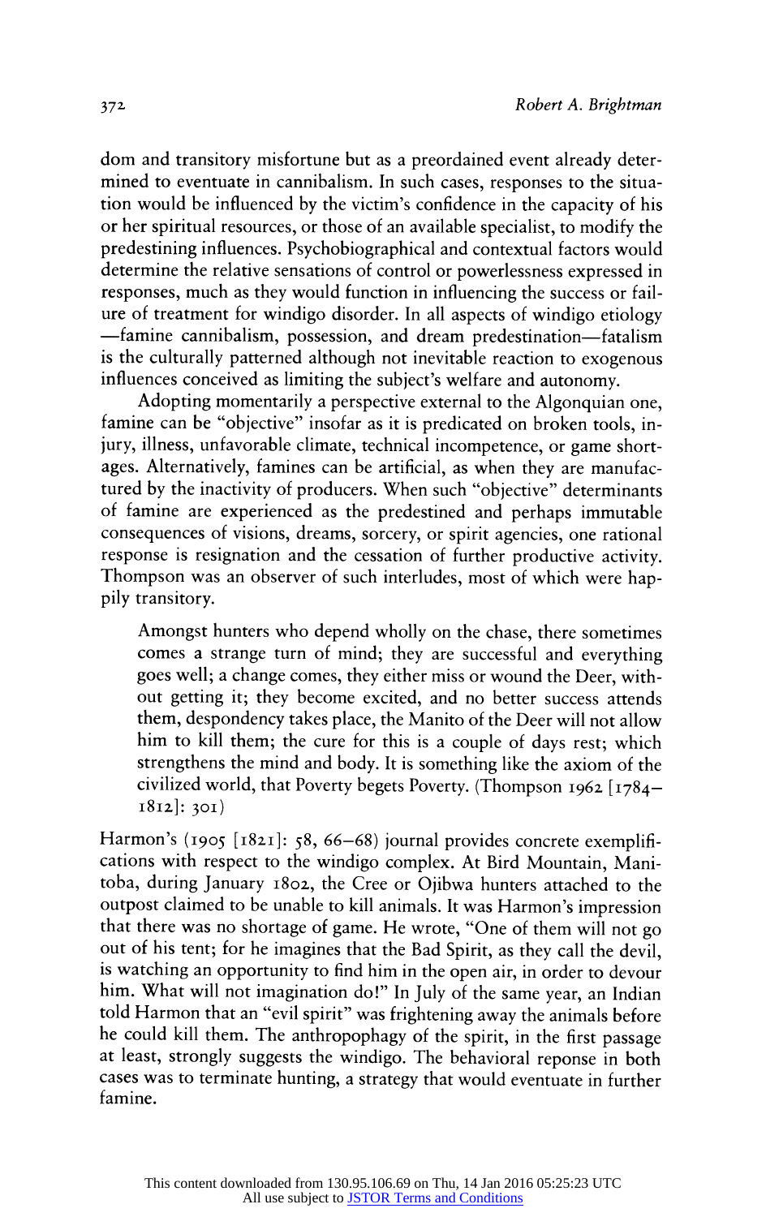dom and transitory misfortune but as a preordained event already determined to eventuate in cannibalism. In such cases, responses to the situation would be influenced by the victim's confidence in the capacity of his or her spiritual resources, or those of an available specialist, to modify the predestining influences. Psychobiographical and contextual factors would determine the relative sensations of control or powerlessness expressed in responses, much as they would function in influencing the success or failure of treatment for windigo disorder. In all aspects of windigo etiology —famine cannibalism, possession, and dream predestination—fatalism is the culturally patterned although not inevitable reaction to exogenous influences conceived as limiting the subject's welfare and autonomy.

Adopting momentarily a perspective external to the Algonquian one, famine can be "objective" insofar as it is predicated on broken tools, injury, illness, unfavorable climate, technical incompetence, or game shortages. Alternatively, famines can be artificial, as when they are manufactured by the inactivity of producers. When such "objective" determinants of famine are experienced as the predestined and perhaps immutable consequences of visions, dreams, sorcery, or spirit agencies, one rational response is resignation and the cessation of further productive activity. Thompson was an observer of such interludes, most of which were happily transitory.

> Amongst hunters who depend wholly on the chase, there sometimes comes a strange turn of mind; they are successful and everything goes well; a change comes, they either miss or wound the Deer, without getting it; they become excited, and no better success attends them, despondency takes place, the Manito of the Deer will not allow him to kill them; the cure for this is a couple of days rest; which strengthens the mind and body. It is something like the axiom of the civilized world, that Poverty begets Poverty. (Thompson 1962 [1784–1812]: 301)

Harmon's (1905 [1821]: 58, 66–68) journal provides concrete exemplifications with respect to the windigo complex. At Bird Mountain, Manitoba, during January 1802, the Cree or Ojibwa hunters attached to the outpost claimed to be unable to kill animals. It was Harmon's impression that there was no shortage of game. He wrote, "One of them will not go out of his tent; for he imagines that the Bad Spirit, as they call the devil, is watching an opportunity to find him in the open air, in order to devour him. What will not imagination do!" In July of the same year, an Indian told Harmon that an "evil spirit" was frightening away the animals before he could kill them. The anthropophagy of the spirit, in the first passage at least, strongly suggests the windigo. The behavioral reponse in both cases was to terminate hunting, a strategy that would eventuate in further famine.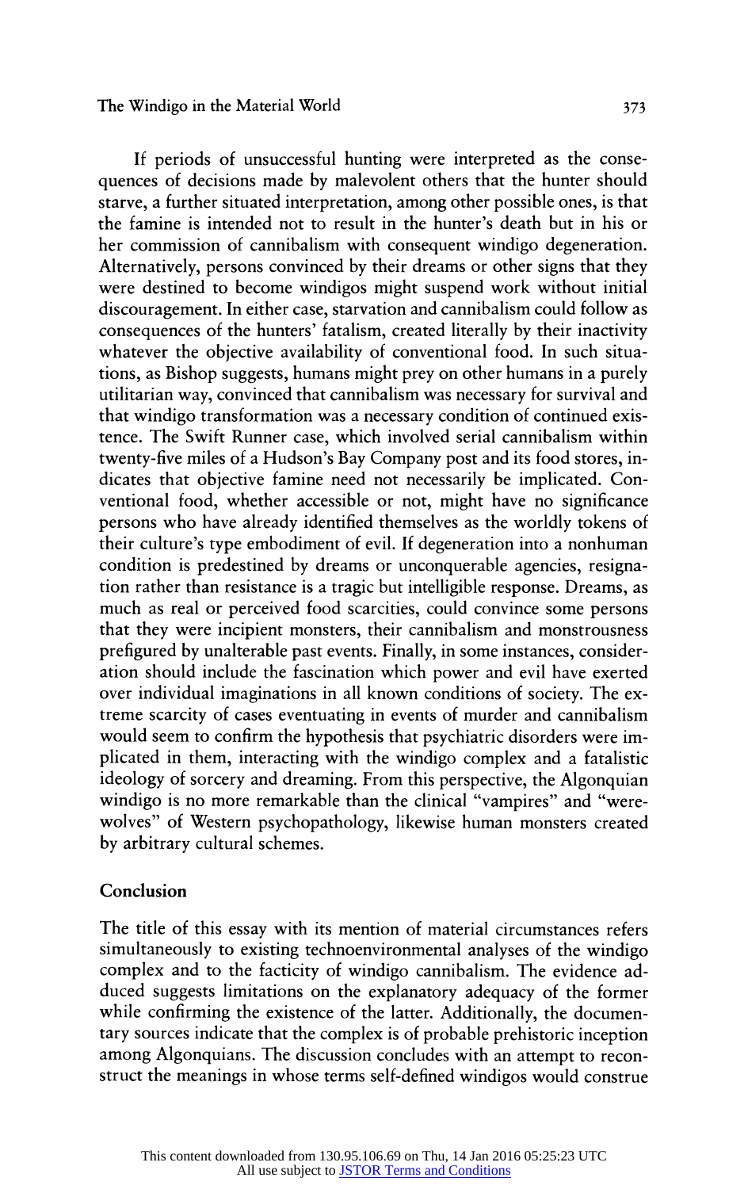If periods of unsuccessful hunting were interpreted as the consequences of decisions made by malevolent others that the hunter should starve, a further situated interpretation, among other possible ones, is that the famine is intended not to result in the hunter's death but in his or her commission of cannibalism with consequent windigo degeneration. Alternatively, persons convinced by their dreams or other signs that they were destined to become windigos might suspend work without initial discouragement. In either case, starvation and cannibalism could follow as consequences of the hunters' fatalism, created literally by their inactivity whatever the objective availability of conventional food. In such situations, as Bishop suggests, humans might prey on other humans in a purely utilitarian way, convinced that cannibalism was necessary for survival and that windigo transformation was a necessary condition of continued existence. The Swift Runner case, which involved serial cannibalism within twenty-five miles of a Hudson's Bay Company post and its food stores, indicates that objective famine need not necessarily be implicated. Conventional food, whether accessible or not, might have no significance persons who have already identified themselves as the worldly tokens of their culture's type embodiment of evil. If degeneration into a nonhuman condition is predestined by dreams or unconquerable agencies, resignation rather than resistance is a tragic but intelligible response. Dreams, as much as real or perceived food scarcities, could convince some persons that they were incipient monsters, their cannibalism and monstrousness prefigured by unalterable past events. Finally, in some instances, consideration should include the fascination which power and evil have exerted over individual imaginations in all known conditions of society. The extreme scarcity of cases eventuating in events of murder and cannibalism would seem to confirm the hypothesis that psychiatric disorders were implicated in them, interacting with the windigo complex and a fatalistic ideology of sorcery and dreaming. From this perspective, the Algonquian windigo is no more remarkable than the clinical "vampires" and "werewolves" of Western psychopathology, likewise human monsters created by arbitrary cultural schemes.

## Conclusion

The title of this essay with its mention of material circumstances refers simultaneously to existing technoenvironmental analyses of the windigo complex and to the facticity of windigo cannibalism. The evidence adduced suggests limitations on the explanatory adequacy of the former while confirming the existence of the latter. Additionally, the documentary sources indicate that the complex is of probable prehistoric inception among Algonquians. The discussion concludes with an attempt to reconstruct the meanings in whose terms self-defined windigos would construe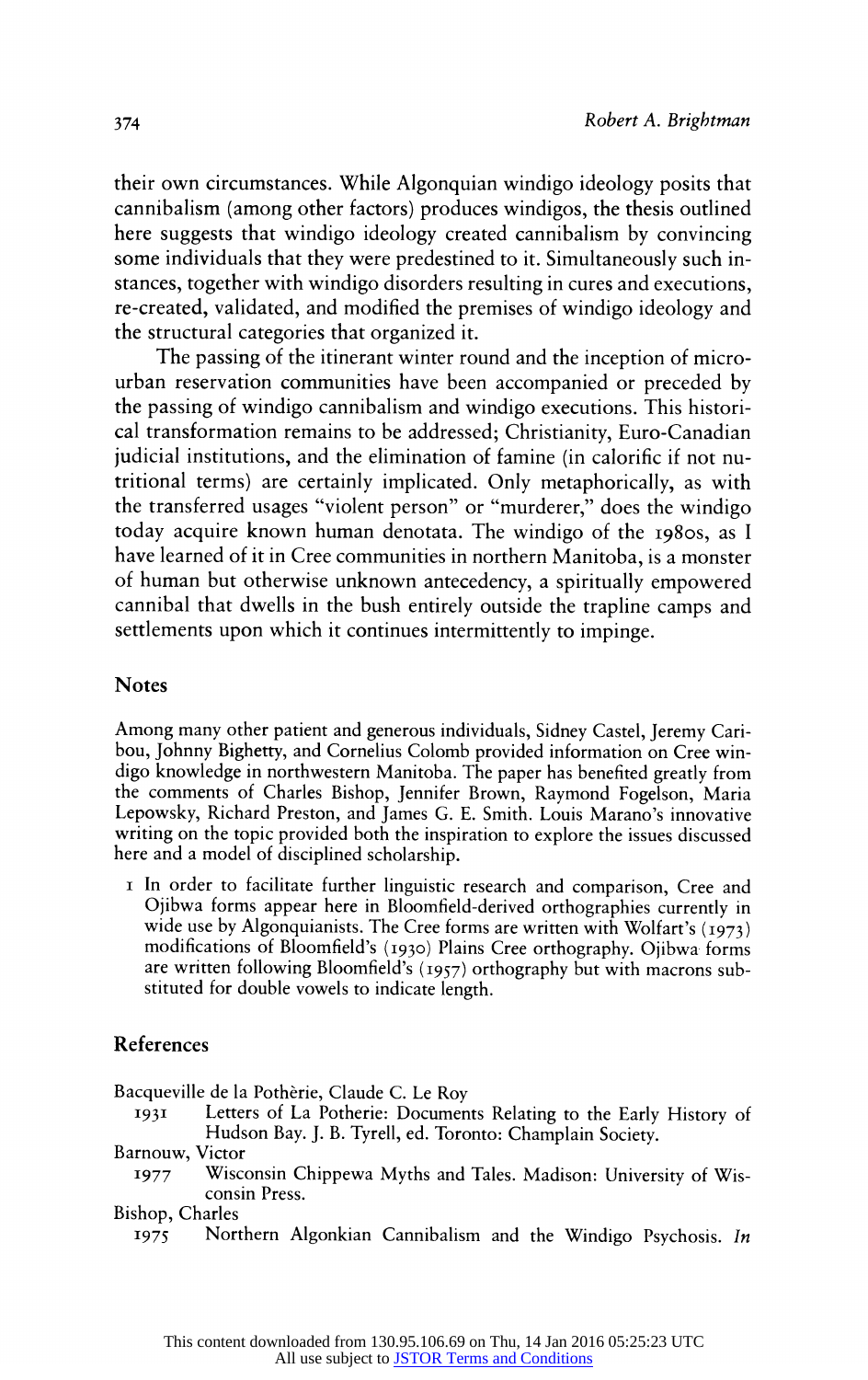their own circumstances. While Algonquian windigo ideology posits that cannibalism (among other factors) produces windigos, the thesis outlined here suggests that windigo ideology created cannibalism by convincing some individuals that they were predestined to it. Simultaneously such instances, together with windigo disorders resulting in cures and executions, re-created, validated, and modified the premises of windigo ideology and the structural categories that organized it.

The passing of the itinerant winter round and the inception of micro-urban reservation communities have been accompanied or preceded by the passing of windigo cannibalism and windigo executions. This historical transformation remains to be addressed; Christianity, Euro-Canadian judicial institutions, and the elimination of famine (in calorific if not nutritional terms) are certainly implicated. Only metaphorically, as with the transferred usages "violent person" or "murderer," does the windigo today acquire known human denotata. The windigo of the 1980s, as I have learned of it in Cree communities in northern Manitoba, is a monster of human but otherwise unknown antecedency, a spiritually empowered cannibal that dwells in the bush entirely outside the trapline camps and settlements upon which it continues intermittently to impinge.

## Notes

Among many other patient and generous individuals, Sidney Castel, Jeremy Caribou, Johnny Bighetty, and Cornelius Colomb provided information on Cree windigo knowledge in northwestern Manitoba. The paper has benefited greatly from the comments of Charles Bishop, Jennifer Brown, Raymond Fogelson, Maria Lepowsky, Richard Preston, and James G. E. Smith. Louis Marano's innovative writing on the topic provided both the inspiration to explore the issues discussed here and a model of disciplined scholarship.

1 In order to facilitate further linguistic research and comparison, Cree and Ojibwa forms appear here in Bloomfield-derived orthographies currently in wide use by Algonquianists. The Cree forms are written with Wolfart's (1973) modifications of Bloomfield's (1930) Plains Cree orthography. Ojibwa forms are written following Bloomfield's (1957) orthography but with macrons substituted for double vowels to indicate length.

## References

Bacqueville de la Pothèrie, Claude C. Le Roy
- 1931 Letters of La Potherie: Documents Relating to the Early History of Hudson Bay. J. B. Tyrell, ed. Toronto: Champlain Society.

Barnouw, Victor
- 1977 Wisconsin Chippewa Myths and Tales. Madison: University of Wisconsin Press.

Bishop, Charles
- 1975 Northern Algonkian Cannibalism and the Windigo Psychosis. *In*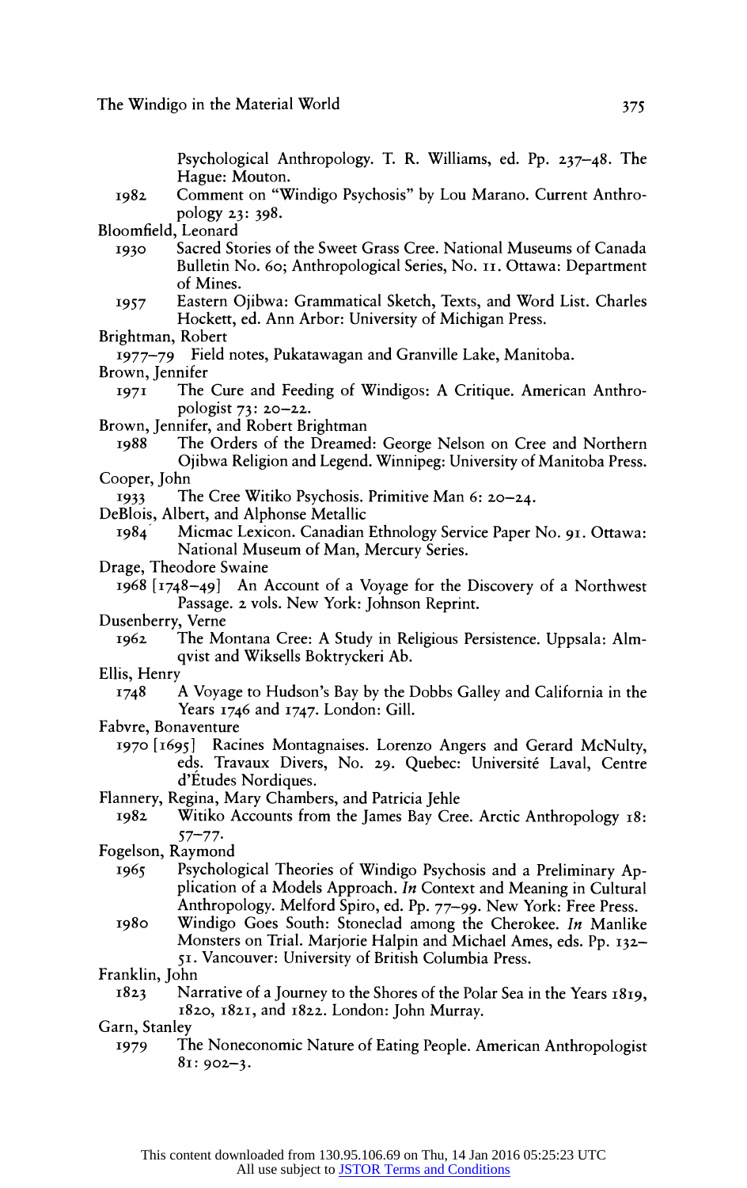Psychological Anthropology. T. R. Williams, ed. Pp. 237–48. The Hague: Mouton.

1982 Comment on "Windigo Psychosis" by Lou Marano. Current Anthropology 23: 398.

Bloomfield, Leonard

1930 Sacred Stories of the Sweet Grass Cree. National Museums of Canada Bulletin No. 60; Anthropological Series, No. 11. Ottawa: Department of Mines.

1957 Eastern Ojibwa: Grammatical Sketch, Texts, and Word List. Charles Hockett, ed. Ann Arbor: University of Michigan Press.

Brightman, Robert

1977–79 Field notes, Pukatawagan and Granville Lake, Manitoba.

Brown, Jennifer

1971 The Cure and Feeding of Windigos: A Critique. American Anthropologist 73: 20–22.

Brown, Jennifer, and Robert Brightman

1988 The Orders of the Dreamed: George Nelson on Cree and Northern Ojibwa Religion and Legend. Winnipeg: University of Manitoba Press.

Cooper, John

1933 The Cree Witiko Psychosis. Primitive Man 6: 20–24.

DeBlois, Albert, and Alphonse Metallic

1984 Micmac Lexicon. Canadian Ethnology Service Paper No. 91. Ottawa: National Museum of Man, Mercury Series.

Drage, Theodore Swaine

1968 [1748–49] An Account of a Voyage for the Discovery of a Northwest Passage. 2 vols. New York: Johnson Reprint.

Dusenberry, Verne

1962 The Montana Cree: A Study in Religious Persistence. Uppsala: Almqvist and Wiksells Boktryckeri Ab.

Ellis, Henry

1748 A Voyage to Hudson's Bay by the Dobbs Galley and California in the Years 1746 and 1747. London: Gill.

Fabvre, Bonaventure

1970 [1695] Racines Montagnaises. Lorenzo Angers and Gerard McNulty, eds. Travaux Divers, No. 29. Quebec: Université Laval, Centre d'Études Nordiques.

Flannery, Regina, Mary Chambers, and Patricia Jehle

1982 Witiko Accounts from the James Bay Cree. Arctic Anthropology 18: 57–77.

Fogelson, Raymond

1965 Psychological Theories of Windigo Psychosis and a Preliminary Application of a Models Approach. *In* Context and Meaning in Cultural Anthropology. Melford Spiro, ed. Pp. 77–99. New York: Free Press.

1980 Windigo Goes South: Stoneclad among the Cherokee. *In* Manlike Monsters on Trial. Marjorie Halpin and Michael Ames, eds. Pp. 132–51. Vancouver: University of British Columbia Press.

Franklin, John

1823 Narrative of a Journey to the Shores of the Polar Sea in the Years 1819, 1820, 1821, and 1822. London: John Murray.

Garn, Stanley

1979 The Noneconomic Nature of Eating People. American Anthropologist 81: 902–3.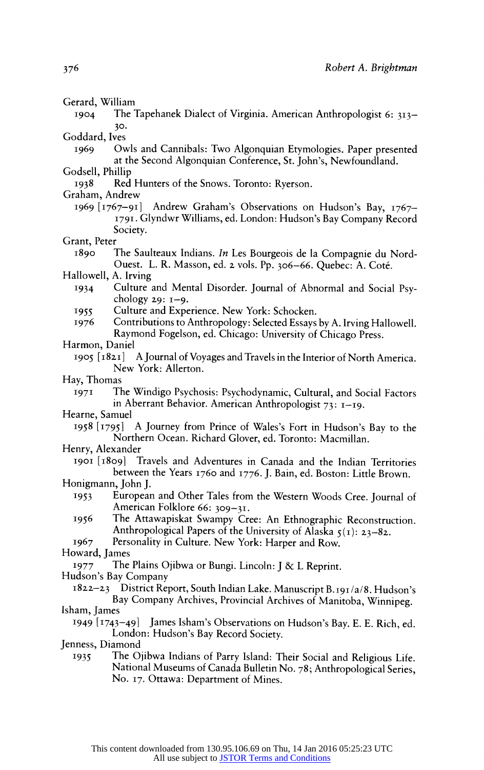Gerard, William

1904 The Tapehanek Dialect of Virginia. American Anthropologist 6: 313–30.

Goddard, Ives

1969 Owls and Cannibals: Two Algonquian Etymologies. Paper presented at the Second Algonquian Conference, St. John's, Newfoundland.

Godsell, Phillip

1938 Red Hunters of the Snows. Toronto: Ryerson.

Graham, Andrew

1969 [1767–91] Andrew Graham's Observations on Hudson's Bay, 1767–1791. Glyndwr Williams, ed. London: Hudson's Bay Company Record Society.

Grant, Peter

1890 The Saulteaux Indians. *In* Les Bourgeois de la Compagnie du Nord-Ouest. L. R. Masson, ed. 2 vols. Pp. 306–66. Quebec: A. Coté.

Hallowell, A. Irving

1934 Culture and Mental Disorder. Journal of Abnormal and Social Psychology 29: 1–9.

1955 Culture and Experience. New York: Schocken.

1976 Contributions to Anthropology: Selected Essays by A. Irving Hallowell. Raymond Fogelson, ed. Chicago: University of Chicago Press.

Harmon, Daniel

1905 [1821] A Journal of Voyages and Travels in the Interior of North America. New York: Allerton.

Hay, Thomas

1971 The Windigo Psychosis: Psychodynamic, Cultural, and Social Factors in Aberrant Behavior. American Anthropologist 73: 1–19.

Hearne, Samuel

1958 [1795] A Journey from Prince of Wales's Fort in Hudson's Bay to the Northern Ocean. Richard Glover, ed. Toronto: Macmillan.

Henry, Alexander

1901 [1809] Travels and Adventures in Canada and the Indian Territories between the Years 1760 and 1776. J. Bain, ed. Boston: Little Brown.

Honigmann, John J.

1953 European and Other Tales from the Western Woods Cree. Journal of American Folklore 66: 309–31.

1956 The Attawapiskat Swampy Cree: An Ethnographic Reconstruction. Anthropological Papers of the University of Alaska 5(1): 23–82.

1967 Personality in Culture. New York: Harper and Row.

Howard, James

1977 The Plains Ojibwa or Bungi. Lincoln: J & L Reprint.

Hudson's Bay Company

1822–23 District Report, South Indian Lake. Manuscript B.191/a/8. Hudson's Bay Company Archives, Provincial Archives of Manitoba, Winnipeg.

Isham, James

1949 [1743–49] James Isham's Observations on Hudson's Bay. E. E. Rich, ed. London: Hudson's Bay Record Society.

Jenness, Diamond

1935 The Ojibwa Indians of Parry Island: Their Social and Religious Life. National Museums of Canada Bulletin No. 78; Anthropological Series, No. 17. Ottawa: Department of Mines.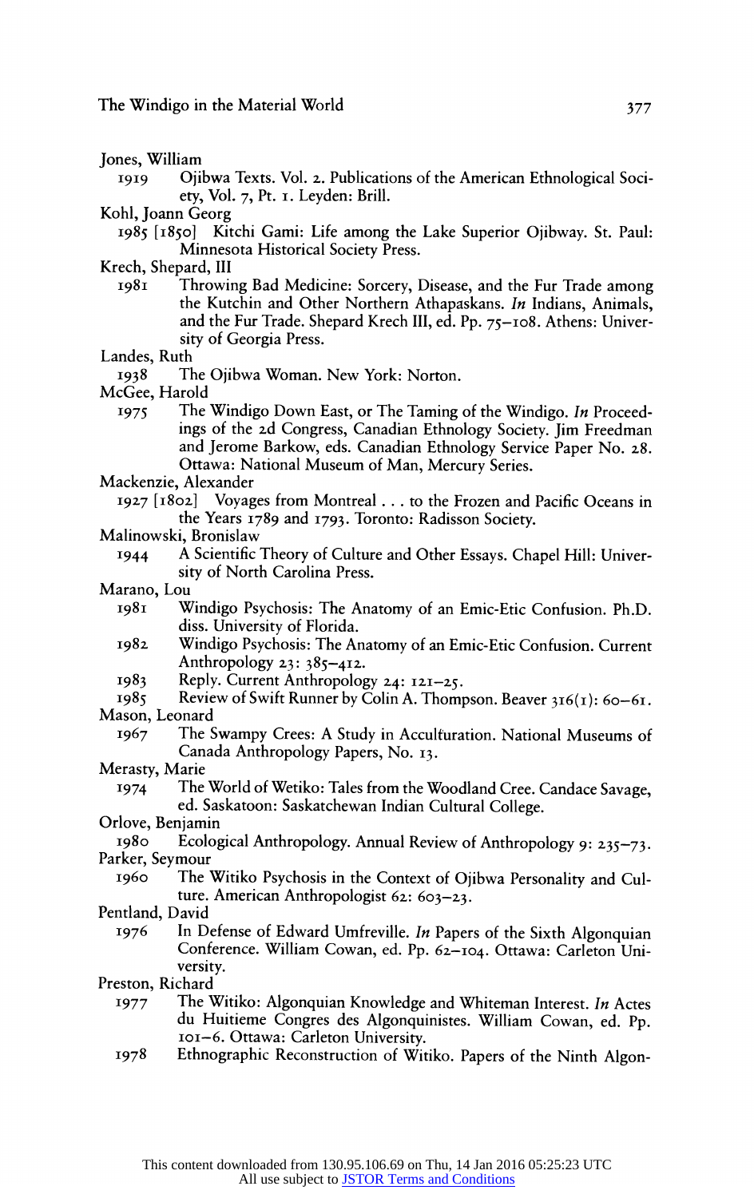Jones, William

1919 Ojibwa Texts. Vol. 2. Publications of the American Ethnological Society, Vol. 7, Pt. 1. Leyden: Brill.

Kohl, Joann Georg

1985 [1850] Kitchi Gami: Life among the Lake Superior Ojibway. St. Paul: Minnesota Historical Society Press.

Krech, Shepard, III

1981 Throwing Bad Medicine: Sorcery, Disease, and the Fur Trade among the Kutchin and Other Northern Athapaskans. *In* Indians, Animals, and the Fur Trade. Shepard Krech III, ed. Pp. 75–108. Athens: University of Georgia Press.

Landes, Ruth

1938 The Ojibwa Woman. New York: Norton.

McGee, Harold

1975 The Windigo Down East, or The Taming of the Windigo. *In* Proceedings of the 2d Congress, Canadian Ethnology Society. Jim Freedman and Jerome Barkow, eds. Canadian Ethnology Service Paper No. 28. Ottawa: National Museum of Man, Mercury Series.

Mackenzie, Alexander

1927 [1802] Voyages from Montreal . . . to the Frozen and Pacific Oceans in the Years 1789 and 1793. Toronto: Radisson Society.

Malinowski, Bronislaw

1944 A Scientific Theory of Culture and Other Essays. Chapel Hill: University of North Carolina Press.

Marano, Lou

1981 Windigo Psychosis: The Anatomy of an Emic-Etic Confusion. Ph.D. diss. University of Florida.

1982 Windigo Psychosis: The Anatomy of an Emic-Etic Confusion. Current Anthropology 23: 385–412.

1983 Reply. Current Anthropology 24: 121–25.

1985 Review of Swift Runner by Colin A. Thompson. Beaver 316(1): 60–61.

Mason, Leonard

1967 The Swampy Crees: A Study in Acculturation. National Museums of Canada Anthropology Papers, No. 13.

Merasty, Marie

1974 The World of Wetiko: Tales from the Woodland Cree. Candace Savage, ed. Saskatoon: Saskatchewan Indian Cultural College.

Orlove, Benjamin

1980 Ecological Anthropology. Annual Review of Anthropology 9: 235–73.

Parker, Seymour

1960 The Witiko Psychosis in the Context of Ojibwa Personality and Culture. American Anthropologist 62: 603–23.

Pentland, David

1976 In Defense of Edward Umfreville. *In* Papers of the Sixth Algonquian Conference. William Cowan, ed. Pp. 62–104. Ottawa: Carleton University.

Preston, Richard

1977 The Witiko: Algonquian Knowledge and Whiteman Interest. *In* Actes du Huitieme Congres des Algonquinistes. William Cowan, ed. Pp. 101–6. Ottawa: Carleton University.

1978 Ethnographic Reconstruction of Witiko. Papers of the Ninth Algon-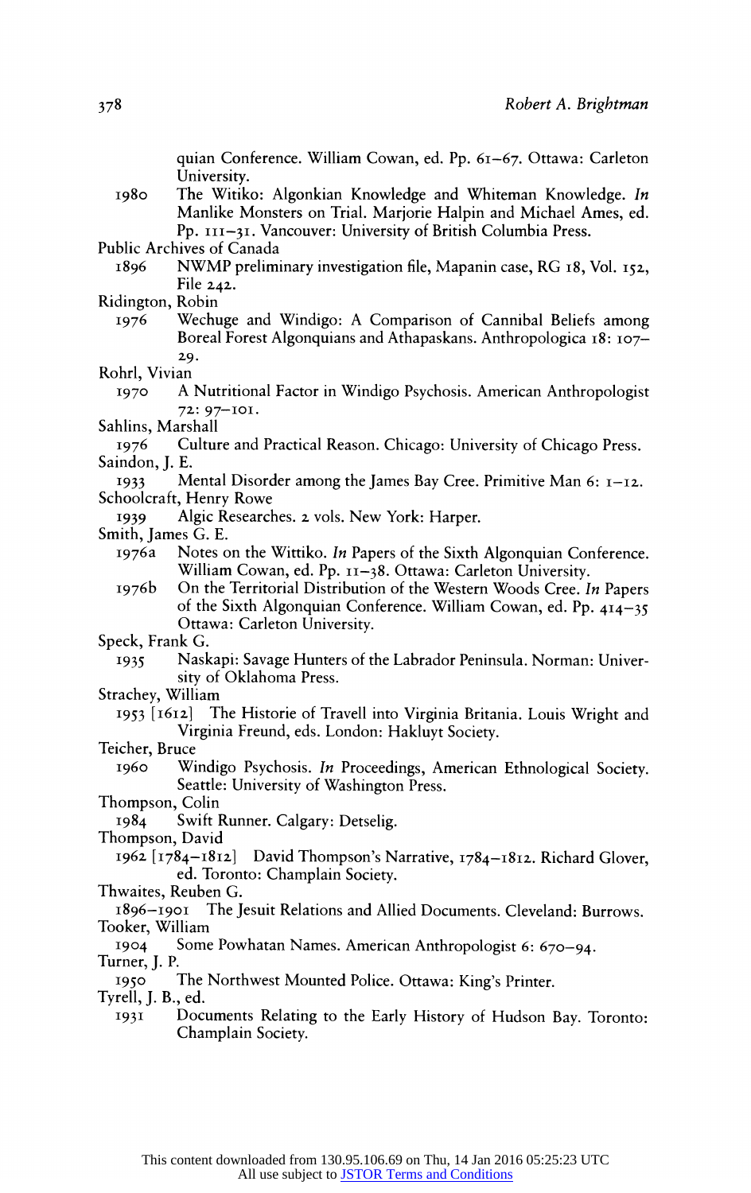quian Conference. William Cowan, ed. Pp. 61–67. Ottawa: Carleton University.

1980 The Witiko: Algonkian Knowledge and Whiteman Knowledge. *In* Manlike Monsters on Trial. Marjorie Halpin and Michael Ames, ed. Pp. 111–31. Vancouver: University of British Columbia Press.

Public Archives of Canada

1896 NWMP preliminary investigation file, Mapanin case, RG 18, Vol. 152, File 242.

Ridington, Robin

1976 Wechuge and Windigo: A Comparison of Cannibal Beliefs among Boreal Forest Algonquians and Athapaskans. Anthropologica 18: 107–29.

Rohrl, Vivian

1970 A Nutritional Factor in Windigo Psychosis. American Anthropologist 72: 97–101.

Sahlins, Marshall

1976 Culture and Practical Reason. Chicago: University of Chicago Press.

Saindon, J. E.

1933 Mental Disorder among the James Bay Cree. Primitive Man 6: 1–12.

Schoolcraft, Henry Rowe

1939 Algic Researches. 2 vols. New York: Harper.

Smith, James G. E.

1976a Notes on the Wittiko. *In* Papers of the Sixth Algonquian Conference. William Cowan, ed. Pp. 11–38. Ottawa: Carleton University.

1976b On the Territorial Distribution of the Western Woods Cree. *In* Papers of the Sixth Algonquian Conference. William Cowan, ed. Pp. 414–35 Ottawa: Carleton University.

Speck, Frank G.

1935 Naskapi: Savage Hunters of the Labrador Peninsula. Norman: University of Oklahoma Press.

Strachey, William

1953 [1612] The Historie of Travell into Virginia Britania. Louis Wright and Virginia Freund, eds. London: Hakluyt Society.

Teicher, Bruce

1960 Windigo Psychosis. *In* Proceedings, American Ethnological Society. Seattle: University of Washington Press.

Thompson, Colin

1984 Swift Runner. Calgary: Detselig.

Thompson, David

1962 [1784–1812] David Thompson's Narrative, 1784–1812. Richard Glover, ed. Toronto: Champlain Society.

Thwaites, Reuben G.

1896–1901 The Jesuit Relations and Allied Documents. Cleveland: Burrows.

Tooker, William

1904 Some Powhatan Names. American Anthropologist 6: 670–94.

Turner, J. P.

1950 The Northwest Mounted Police. Ottawa: King's Printer.

Tyrell, J. B., ed.

1931 Documents Relating to the Early History of Hudson Bay. Toronto: Champlain Society.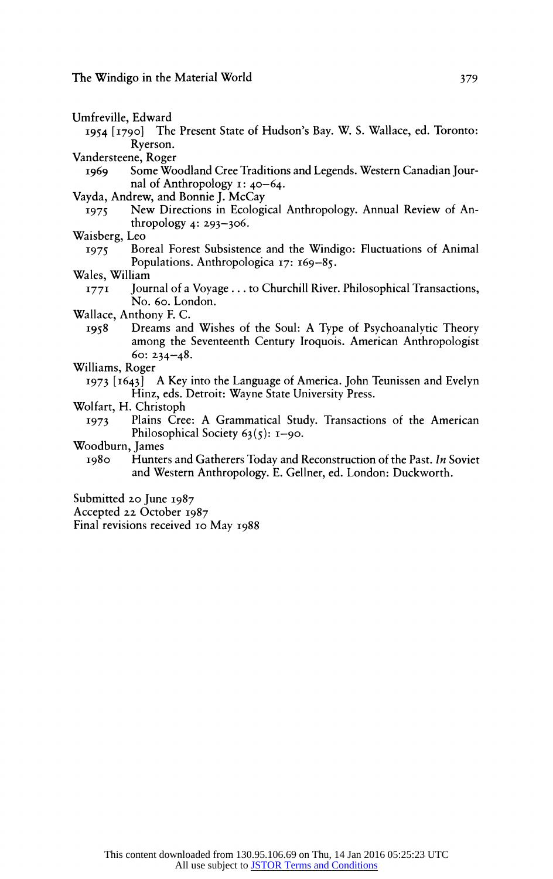Umfreville, Edward

1954 [1790] The Present State of Hudson's Bay. W. S. Wallace, ed. Toronto: Ryerson.

Vandersteene, Roger

1969 Some Woodland Cree Traditions and Legends. Western Canadian Journal of Anthropology 1: 40–64.

Vayda, Andrew, and Bonnie J. McCay

1975 New Directions in Ecological Anthropology. Annual Review of Anthropology 4: 293–306.

Waisberg, Leo

1975 Boreal Forest Subsistence and the Windigo: Fluctuations of Animal Populations. Anthropologica 17: 169–85.

Wales, William

1771 Journal of a Voyage . . . to Churchill River. Philosophical Transactions, No. 60. London.

Wallace, Anthony F. C.

1958 Dreams and Wishes of the Soul: A Type of Psychoanalytic Theory among the Seventeenth Century Iroquois. American Anthropologist 60: 234–48.

Williams, Roger

1973 [1643] A Key into the Language of America. John Teunissen and Evelyn Hinz, eds. Detroit: Wayne State University Press.

Wolfart, H. Christoph

1973 Plains Cree: A Grammatical Study. Transactions of the American Philosophical Society 63(5): 1–90.

Woodburn, James

1980 Hunters and Gatherers Today and Reconstruction of the Past. *In* Soviet and Western Anthropology. E. Gellner, ed. London: Duckworth.

Submitted 20 June 1987
Accepted 22 October 1987
Final revisions received 10 May 1988